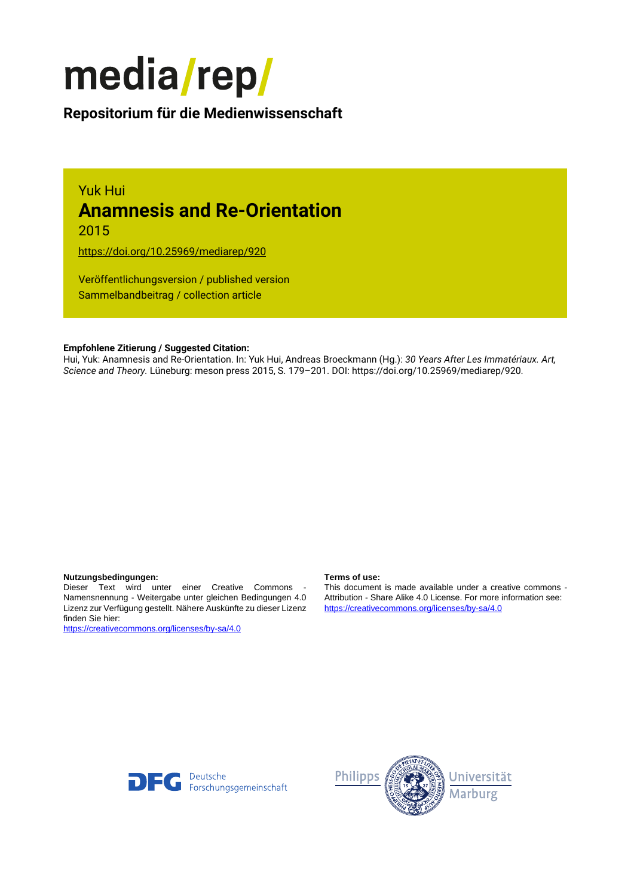media/rep/

**Repositorium für die Medienwissenschaft**

Yuk Hui

# Anamnesis and Re-Orientation

2015

https://doi.org/10.25969/mediarep/920

Veröffentlichungsversion / published version
Sammelbandbeitrag / collection article

**Empfohlene Zitierung / Suggested Citation:**
Hui, Yuk: Anamnesis and Re-Orientation. In: Yuk Hui, Andreas Broeckmann (Hg.): *30 Years After Les Immatériaux. Art, Science and Theory.* Lüneburg: meson press 2015, S. 179–201. DOI: https://doi.org/10.25969/mediarep/920.

**Nutzungsbedingungen:**
Dieser Text wird unter einer Creative Commons - Namensnennung - Weitergabe unter gleichen Bedingungen 4.0 Lizenz zur Verfügung gestellt. Nähere Auskünfte zu dieser Lizenz finden Sie hier:
https://creativecommons.org/licenses/by-sa/4.0

**Terms of use:**
This document is made available under a creative commons - Attribution - Share Alike 4.0 License. For more information see:
https://creativecommons.org/licenses/by-sa/4.0

DFG Deutsche Forschungsgemeinschaft

Philipps Universität Marburg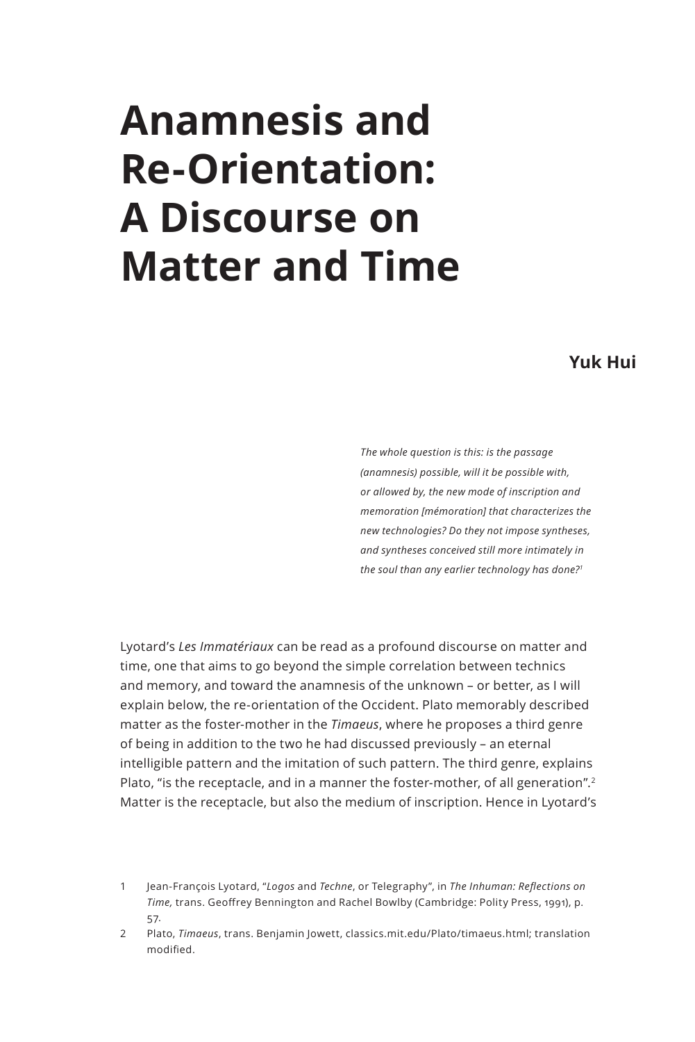# Anamnesis and Re-Orientation: A Discourse on Matter and Time

**Yuk Hui**

> *The whole question is this: is the passage (anamnesis) possible, will it be possible with, or allowed by, the new mode of inscription and memoration [mémoration] that characterizes the new technologies? Do they not impose syntheses, and syntheses conceived still more intimately in the soul than any earlier technology has done?*[1]

Lyotard's *Les Immatériaux* can be read as a profound discourse on matter and time, one that aims to go beyond the simple correlation between technics and memory, and toward the anamnesis of the unknown – or better, as I will explain below, the re-orientation of the Occident. Plato memorably described matter as the foster-mother in the *Timaeus*, where he proposes a third genre of being in addition to the two he had discussed previously – an eternal intelligible pattern and the imitation of such pattern. The third genre, explains Plato, "is the receptacle, and in a manner the foster-mother, of all generation".[2] Matter is the receptacle, but also the medium of inscription. Hence in Lyotard's

1 Jean-François Lyotard, "*Logos* and *Techne*, or Telegraphy", in *The Inhuman: Reflections on Time,* trans. Geoffrey Bennington and Rachel Bowlby (Cambridge: Polity Press, 1991), p. 57.

2 Plato, *Timaeus*, trans. Benjamin Jowett, classics.mit.edu/Plato/timaeus.html; translation modified.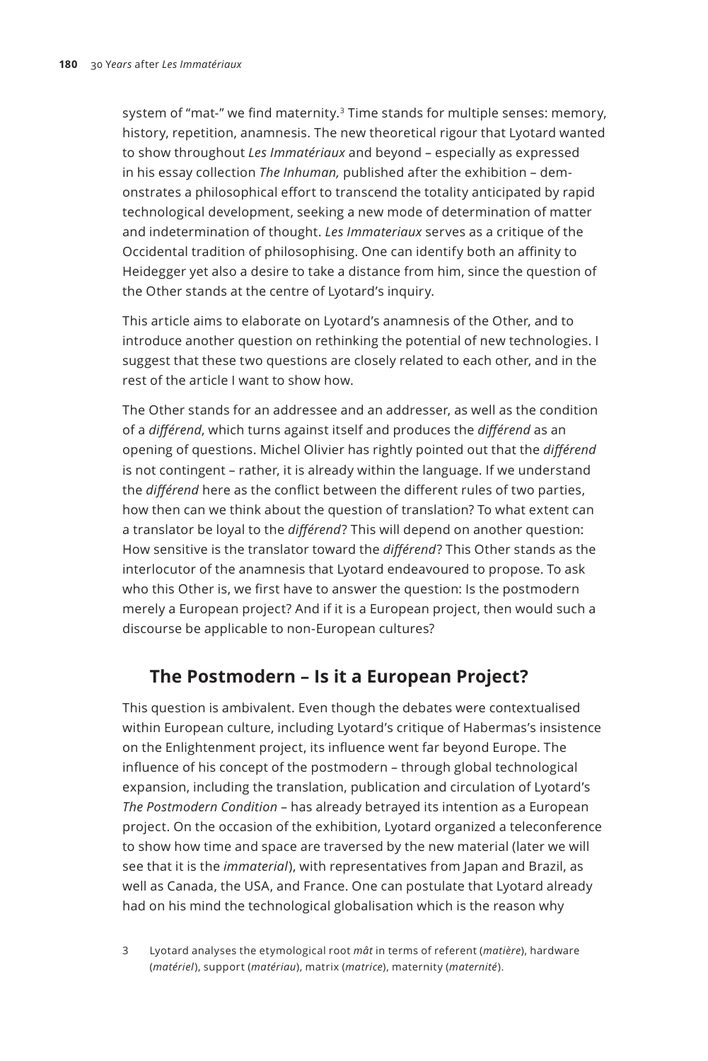system of "mat-" we find maternity.[3] Time stands for multiple senses: memory, history, repetition, anamnesis. The new theoretical rigour that Lyotard wanted to show throughout *Les Immatériaux* and beyond – especially as expressed in his essay collection *The Inhuman,* published after the exhibition – demonstrates a philosophical effort to transcend the totality anticipated by rapid technological development, seeking a new mode of determination of matter and indetermination of thought. *Les Immateriaux* serves as a critique of the Occidental tradition of philosophising. One can identify both an affinity to Heidegger yet also a desire to take a distance from him, since the question of the Other stands at the centre of Lyotard's inquiry.

This article aims to elaborate on Lyotard's anamnesis of the Other, and to introduce another question on rethinking the potential of new technologies. I suggest that these two questions are closely related to each other, and in the rest of the article I want to show how.

The Other stands for an addressee and an addresser, as well as the condition of a *différend*, which turns against itself and produces the *différend* as an opening of questions. Michel Olivier has rightly pointed out that the *différend* is not contingent – rather, it is already within the language. If we understand the *différend* here as the conflict between the different rules of two parties, how then can we think about the question of translation? To what extent can a translator be loyal to the *différend*? This will depend on another question: How sensitive is the translator toward the *différend*? This Other stands as the interlocutor of the anamnesis that Lyotard endeavoured to propose. To ask who this Other is, we first have to answer the question: Is the postmodern merely a European project? And if it is a European project, then would such a discourse be applicable to non-European cultures?

## The Postmodern – Is it a European Project?

This question is ambivalent. Even though the debates were contextualised within European culture, including Lyotard's critique of Habermas's insistence on the Enlightenment project, its influence went far beyond Europe. The influence of his concept of the postmodern – through global technological expansion, including the translation, publication and circulation of Lyotard's *The Postmodern Condition* – has already betrayed its intention as a European project. On the occasion of the exhibition, Lyotard organized a teleconference to show how time and space are traversed by the new material (later we will see that it is the *immaterial*), with representatives from Japan and Brazil, as well as Canada, the USA, and France. One can postulate that Lyotard already had on his mind the technological globalisation which is the reason why

3 Lyotard analyses the etymological root *mât* in terms of referent (*matière*), hardware (*matériel*), support (*matériau*), matrix (*matrice*), maternity (*maternité*).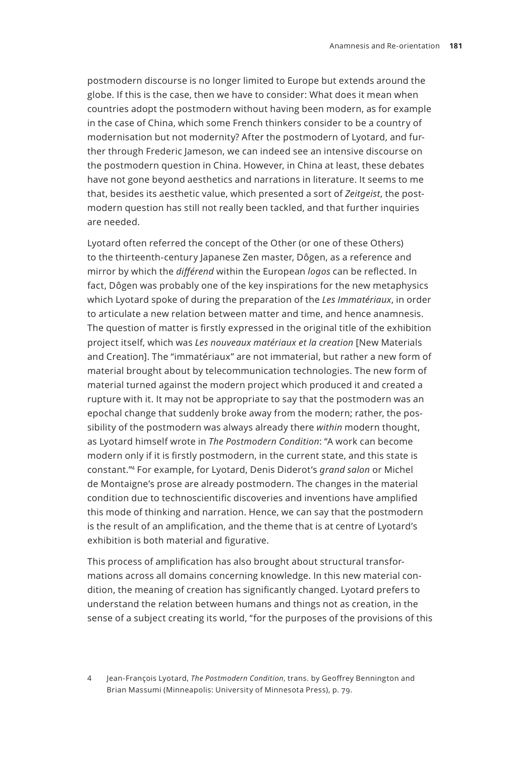postmodern discourse is no longer limited to Europe but extends around the globe. If this is the case, then we have to consider: What does it mean when countries adopt the postmodern without having been modern, as for example in the case of China, which some French thinkers consider to be a country of modernisation but not modernity? After the postmodern of Lyotard, and further through Frederic Jameson, we can indeed see an intensive discourse on the postmodern question in China. However, in China at least, these debates have not gone beyond aesthetics and narrations in literature. It seems to me that, besides its aesthetic value, which presented a sort of *Zeitgeist*, the postmodern question has still not really been tackled, and that further inquiries are needed.

Lyotard often referred the concept of the Other (or one of these Others) to the thirteenth-century Japanese Zen master, Dôgen, as a reference and mirror by which the *différend* within the European *logos* can be reflected. In fact, Dôgen was probably one of the key inspirations for the new metaphysics which Lyotard spoke of during the preparation of the *Les Immatériaux*, in order to articulate a new relation between matter and time, and hence anamnesis. The question of matter is firstly expressed in the original title of the exhibition project itself, which was *Les nouveaux matériaux et la creation* [New Materials and Creation]. The "immatériaux" are not immaterial, but rather a new form of material brought about by telecommunication technologies. The new form of material turned against the modern project which produced it and created a rupture with it. It may not be appropriate to say that the postmodern was an epochal change that suddenly broke away from the modern; rather, the possibility of the postmodern was always already there *within* modern thought, as Lyotard himself wrote in *The Postmodern Condition*: "A work can become modern only if it is firstly postmodern, in the current state, and this state is constant."[4] For example, for Lyotard, Denis Diderot's *grand salon* or Michel de Montaigne's prose are already postmodern. The changes in the material condition due to technoscientific discoveries and inventions have amplified this mode of thinking and narration. Hence, we can say that the postmodern is the result of an amplification, and the theme that is at centre of Lyotard's exhibition is both material and figurative.

This process of amplification has also brought about structural transformations across all domains concerning knowledge. In this new material condition, the meaning of creation has significantly changed. Lyotard prefers to understand the relation between humans and things not as creation, in the sense of a subject creating its world, "for the purposes of the provisions of this

4 Jean-François Lyotard, *The Postmodern Condition*, trans. by Geoffrey Bennington and Brian Massumi (Minneapolis: University of Minnesota Press), p. 79.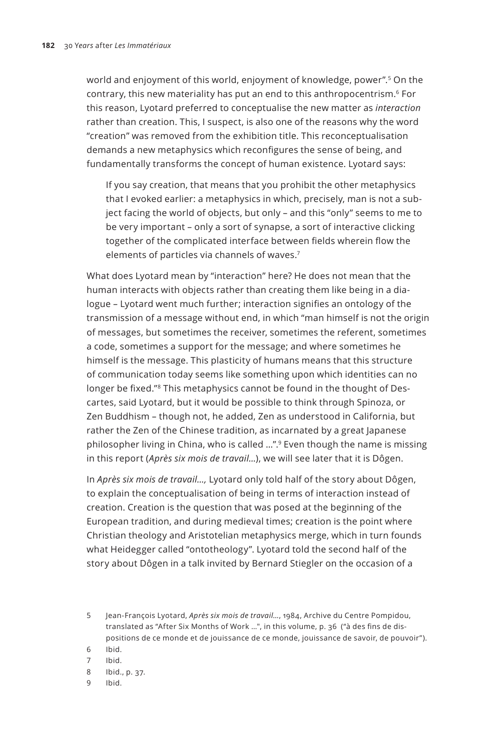world and enjoyment of this world, enjoyment of knowledge, power".[5] On the contrary, this new materiality has put an end to this anthropocentrism.[6] For this reason, Lyotard preferred to conceptualise the new matter as *interaction* rather than creation. This, I suspect, is also one of the reasons why the word "creation" was removed from the exhibition title. This reconceptualisation demands a new metaphysics which reconfigures the sense of being, and fundamentally transforms the concept of human existence. Lyotard says:

> If you say creation, that means that you prohibit the other metaphysics that I evoked earlier: a metaphysics in which, precisely, man is not a subject facing the world of objects, but only – and this "only" seems to me to be very important – only a sort of synapse, a sort of interactive clicking together of the complicated interface between fields wherein flow the elements of particles via channels of waves.[7]

What does Lyotard mean by "interaction" here? He does not mean that the human interacts with objects rather than creating them like being in a dialogue – Lyotard went much further; interaction signifies an ontology of the transmission of a message without end, in which "man himself is not the origin of messages, but sometimes the receiver, sometimes the referent, sometimes a code, sometimes a support for the message; and where sometimes he himself is the message. This plasticity of humans means that this structure of communication today seems like something upon which identities can no longer be fixed."[8] This metaphysics cannot be found in the thought of Descartes, said Lyotard, but it would be possible to think through Spinoza, or Zen Buddhism – though not, he added, Zen as understood in California, but rather the Zen of the Chinese tradition, as incarnated by a great Japanese philosopher living in China, who is called …".[9] Even though the name is missing in this report (*Après six mois de travail…*), we will see later that it is Dôgen.

In *Après six mois de travail…,* Lyotard only told half of the story about Dôgen, to explain the conceptualisation of being in terms of interaction instead of creation. Creation is the question that was posed at the beginning of the European tradition, and during medieval times; creation is the point where Christian theology and Aristotelian metaphysics merge, which in turn founds what Heidegger called "ontotheology". Lyotard told the second half of the story about Dôgen in a talk invited by Bernard Stiegler on the occasion of a

5 Jean-François Lyotard, *Après six mois de travail…*, 1984, Archive du Centre Pompidou, translated as "After Six Months of Work …", in this volume, p. 36 ("à des fins de dispositions de ce monde et de jouissance de ce monde, jouissance de savoir, de pouvoir").

6 Ibid.

7 Ibid.

8 Ibid., p. 37.

9 Ibid.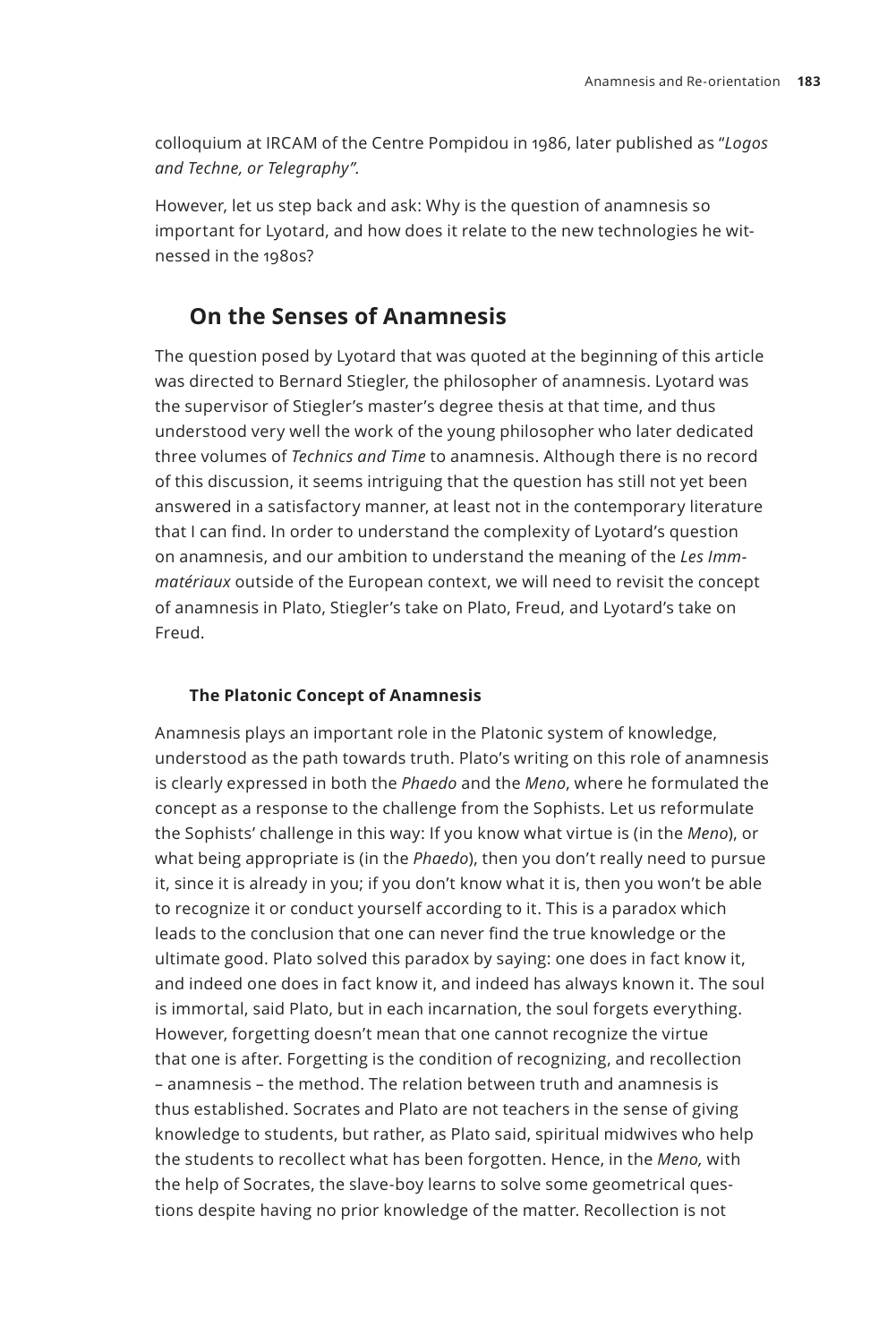colloquium at IRCAM of the Centre Pompidou in 1986, later published as "*Logos and Techne, or Telegraphy"*.

However, let us step back and ask: Why is the question of anamnesis so important for Lyotard, and how does it relate to the new technologies he witnessed in the 1980s?

## On the Senses of Anamnesis

The question posed by Lyotard that was quoted at the beginning of this article was directed to Bernard Stiegler, the philosopher of anamnesis. Lyotard was the supervisor of Stiegler's master's degree thesis at that time, and thus understood very well the work of the young philosopher who later dedicated three volumes of *Technics and Time* to anamnesis. Although there is no record of this discussion, it seems intriguing that the question has still not yet been answered in a satisfactory manner, at least not in the contemporary literature that I can find. In order to understand the complexity of Lyotard's question on anamnesis, and our ambition to understand the meaning of the *Les Immatériaux* outside of the European context, we will need to revisit the concept of anamnesis in Plato, Stiegler's take on Plato, Freud, and Lyotard's take on Freud.

### The Platonic Concept of Anamnesis

Anamnesis plays an important role in the Platonic system of knowledge, understood as the path towards truth. Plato's writing on this role of anamnesis is clearly expressed in both the *Phaedo* and the *Meno*, where he formulated the concept as a response to the challenge from the Sophists. Let us reformulate the Sophists' challenge in this way: If you know what virtue is (in the *Meno*), or what being appropriate is (in the *Phaedo*), then you don't really need to pursue it, since it is already in you; if you don't know what it is, then you won't be able to recognize it or conduct yourself according to it. This is a paradox which leads to the conclusion that one can never find the true knowledge or the ultimate good. Plato solved this paradox by saying: one does in fact know it, and indeed one does in fact know it, and indeed has always known it. The soul is immortal, said Plato, but in each incarnation, the soul forgets everything. However, forgetting doesn't mean that one cannot recognize the virtue that one is after. Forgetting is the condition of recognizing, and recollection – anamnesis – the method. The relation between truth and anamnesis is thus established. Socrates and Plato are not teachers in the sense of giving knowledge to students, but rather, as Plato said, spiritual midwives who help the students to recollect what has been forgotten. Hence, in the *Meno,* with the help of Socrates, the slave-boy learns to solve some geometrical questions despite having no prior knowledge of the matter. Recollection is not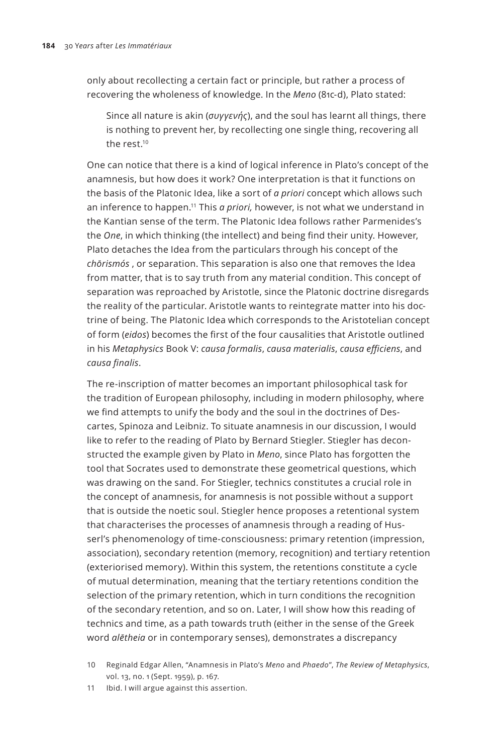only about recollecting a certain fact or principle, but rather a process of recovering the wholeness of knowledge. In the *Meno* (81c-d), Plato stated:

> Since all nature is akin (*συγγενής*), and the soul has learnt all things, there is nothing to prevent her, by recollecting one single thing, recovering all the rest.[10]

One can notice that there is a kind of logical inference in Plato's concept of the anamnesis, but how does it work? One interpretation is that it functions on the basis of the Platonic Idea, like a sort of *a priori* concept which allows such an inference to happen.[11] This *a priori,* however, is not what we understand in the Kantian sense of the term. The Platonic Idea follows rather Parmenides's the *One*, in which thinking (the intellect) and being find their unity. However, Plato detaches the Idea from the particulars through his concept of the *chōrismós* , or separation. This separation is also one that removes the Idea from matter, that is to say truth from any material condition. This concept of separation was reproached by Aristotle, since the Platonic doctrine disregards the reality of the particular. Aristotle wants to reintegrate matter into his doctrine of being. The Platonic Idea which corresponds to the Aristotelian concept of form (*eidos*) becomes the first of the four causalities that Aristotle outlined in his *Metaphysics* Book V: *causa formalis*, *causa materialis*, *causa efficiens*, and *causa finalis*.

The re-inscription of matter becomes an important philosophical task for the tradition of European philosophy, including in modern philosophy, where we find attempts to unify the body and the soul in the doctrines of Descartes, Spinoza and Leibniz. To situate anamnesis in our discussion, I would like to refer to the reading of Plato by Bernard Stiegler. Stiegler has deconstructed the example given by Plato in *Meno*, since Plato has forgotten the tool that Socrates used to demonstrate these geometrical questions, which was drawing on the sand. For Stiegler, technics constitutes a crucial role in the concept of anamnesis, for anamnesis is not possible without a support that is outside the noetic soul. Stiegler hence proposes a retentional system that characterises the processes of anamnesis through a reading of Husserl's phenomenology of time-consciousness: primary retention (impression, association), secondary retention (memory, recognition) and tertiary retention (exteriorised memory). Within this system, the retentions constitute a cycle of mutual determination, meaning that the tertiary retentions condition the selection of the primary retention, which in turn conditions the recognition of the secondary retention, and so on. Later, I will show how this reading of technics and time, as a path towards truth (either in the sense of the Greek word *alētheia* or in contemporary senses), demonstrates a discrepancy

10 Reginald Edgar Allen, "Anamnesis in Plato's *Meno* and *Phaedo*", *The Review of Metaphysics*, vol. 13, no. 1 (Sept. 1959), p. 167.

11 Ibid. I will argue against this assertion.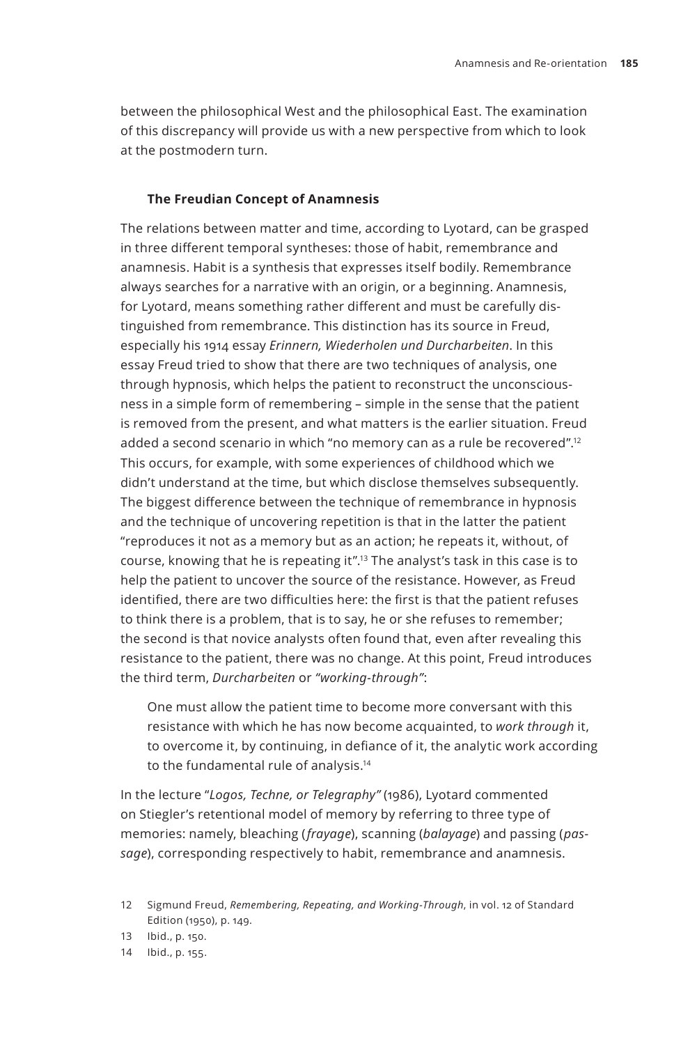between the philosophical West and the philosophical East. The examination of this discrepancy will provide us with a new perspective from which to look at the postmodern turn.

### The Freudian Concept of Anamnesis

The relations between matter and time, according to Lyotard, can be grasped in three different temporal syntheses: those of habit, remembrance and anamnesis. Habit is a synthesis that expresses itself bodily. Remembrance always searches for a narrative with an origin, or a beginning. Anamnesis, for Lyotard, means something rather different and must be carefully distinguished from remembrance. This distinction has its source in Freud, especially his 1914 essay *Erinnern, Wiederholen und Durcharbeiten*. In this essay Freud tried to show that there are two techniques of analysis, one through hypnosis, which helps the patient to reconstruct the unconsciousness in a simple form of remembering – simple in the sense that the patient is removed from the present, and what matters is the earlier situation. Freud added a second scenario in which "no memory can as a rule be recovered".[12] This occurs, for example, with some experiences of childhood which we didn't understand at the time, but which disclose themselves subsequently. The biggest difference between the technique of remembrance in hypnosis and the technique of uncovering repetition is that in the latter the patient "reproduces it not as a memory but as an action; he repeats it, without, of course, knowing that he is repeating it".[13] The analyst's task in this case is to help the patient to uncover the source of the resistance. However, as Freud identified, there are two difficulties here: the first is that the patient refuses to think there is a problem, that is to say, he or she refuses to remember; the second is that novice analysts often found that, even after revealing this resistance to the patient, there was no change. At this point, Freud introduces the third term, *Durcharbeiten* or *"working-through"*:

> One must allow the patient time to become more conversant with this resistance with which he has now become acquainted, to *work through* it, to overcome it, by continuing, in defiance of it, the analytic work according to the fundamental rule of analysis.[14]

In the lecture "*Logos, Techne, or Telegraphy"* (1986), Lyotard commented on Stiegler's retentional model of memory by referring to three type of memories: namely, bleaching (*frayage*), scanning (*balayage*) and passing (*passage*), corresponding respectively to habit, remembrance and anamnesis.

12 Sigmund Freud, *Remembering, Repeating, and Working-Through*, in vol. 12 of Standard Edition (1950), p. 149.

13 Ibid., p. 150.

14 Ibid., p. 155.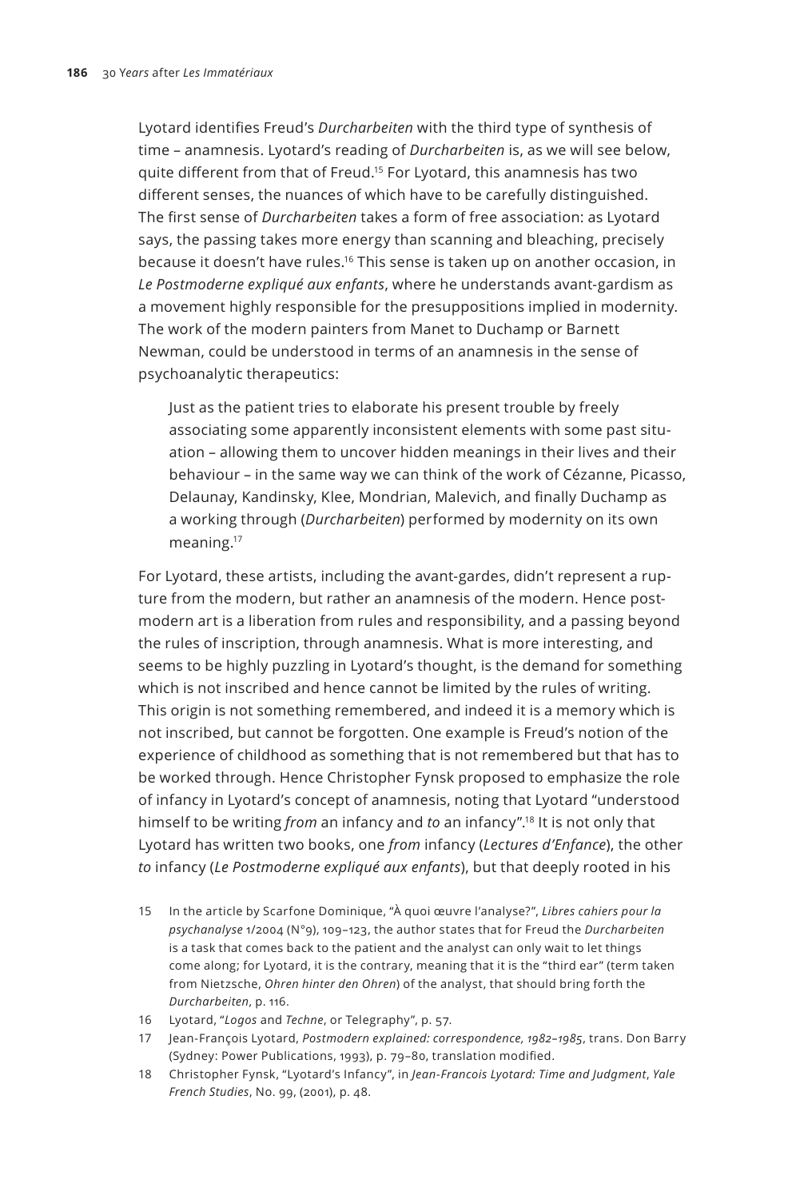Lyotard identifies Freud's *Durcharbeiten* with the third type of synthesis of time – anamnesis. Lyotard's reading of *Durcharbeiten* is, as we will see below, quite different from that of Freud.[15] For Lyotard, this anamnesis has two different senses, the nuances of which have to be carefully distinguished. The first sense of *Durcharbeiten* takes a form of free association: as Lyotard says, the passing takes more energy than scanning and bleaching, precisely because it doesn't have rules.[16] This sense is taken up on another occasion, in *Le Postmoderne expliqué aux enfants*, where he understands avant-gardism as a movement highly responsible for the presuppositions implied in modernity. The work of the modern painters from Manet to Duchamp or Barnett Newman, could be understood in terms of an anamnesis in the sense of psychoanalytic therapeutics:

> Just as the patient tries to elaborate his present trouble by freely associating some apparently inconsistent elements with some past situation – allowing them to uncover hidden meanings in their lives and their behaviour – in the same way we can think of the work of Cézanne, Picasso, Delaunay, Kandinsky, Klee, Mondrian, Malevich, and finally Duchamp as a working through (*Durcharbeiten*) performed by modernity on its own meaning.[17]

For Lyotard, these artists, including the avant-gardes, didn't represent a rupture from the modern, but rather an anamnesis of the modern. Hence postmodern art is a liberation from rules and responsibility, and a passing beyond the rules of inscription, through anamnesis. What is more interesting, and seems to be highly puzzling in Lyotard's thought, is the demand for something which is not inscribed and hence cannot be limited by the rules of writing. This origin is not something remembered, and indeed it is a memory which is not inscribed, but cannot be forgotten. One example is Freud's notion of the experience of childhood as something that is not remembered but that has to be worked through. Hence Christopher Fynsk proposed to emphasize the role of infancy in Lyotard's concept of anamnesis, noting that Lyotard "understood himself to be writing *from* an infancy and *to* an infancy".[18] It is not only that Lyotard has written two books, one *from* infancy (*Lectures d'Enfance*), the other *to* infancy (*Le Postmoderne expliqué aux enfants*), but that deeply rooted in his

15 In the article by Scarfone Dominique, "À quoi œuvre l'analyse?", *Libres cahiers pour la psychanalyse* 1/2004 (N°9), 109–123, the author states that for Freud the *Durcharbeiten* is a task that comes back to the patient and the analyst can only wait to let things come along; for Lyotard, it is the contrary, meaning that it is the "third ear" (term taken from Nietzsche, *Ohren hinter den Ohren*) of the analyst, that should bring forth the *Durcharbeiten*, p. 116.

16 Lyotard, "*Logos* and *Techne*, or Telegraphy", p. 57.

17 Jean-François Lyotard, *Postmodern explained: correspondence, 1982–1985*, trans. Don Barry (Sydney: Power Publications, 1993), p. 79–80, translation modified.

18 Christopher Fynsk, "Lyotard's Infancy", in *Jean-Francois Lyotard: Time and Judgment*, *Yale French Studies*, No. 99, (2001), p. 48.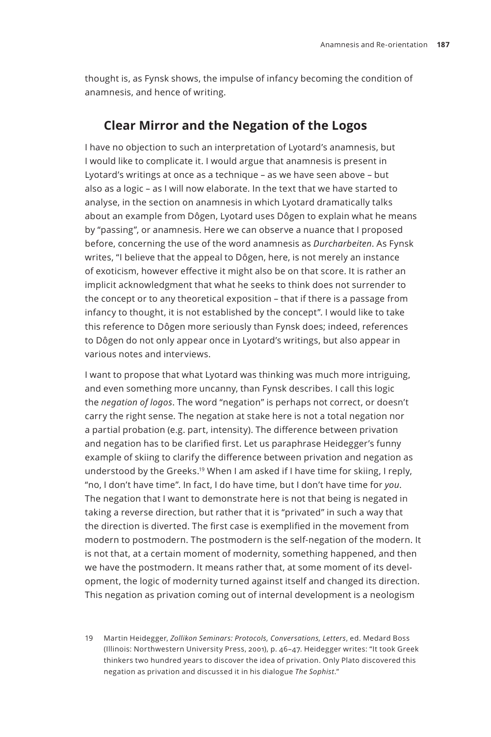thought is, as Fynsk shows, the impulse of infancy becoming the condition of anamnesis, and hence of writing.

## Clear Mirror and the Negation of the Logos

I have no objection to such an interpretation of Lyotard's anamnesis, but I would like to complicate it. I would argue that anamnesis is present in Lyotard's writings at once as a technique – as we have seen above – but also as a logic – as I will now elaborate. In the text that we have started to analyse, in the section on anamnesis in which Lyotard dramatically talks about an example from Dôgen, Lyotard uses Dôgen to explain what he means by "passing", or anamnesis. Here we can observe a nuance that I proposed before, concerning the use of the word anamnesis as *Durcharbeiten*. As Fynsk writes, "I believe that the appeal to Dôgen, here, is not merely an instance of exoticism, however effective it might also be on that score. It is rather an implicit acknowledgment that what he seeks to think does not surrender to the concept or to any theoretical exposition – that if there is a passage from infancy to thought, it is not established by the concept". I would like to take this reference to Dôgen more seriously than Fynsk does; indeed, references to Dôgen do not only appear once in Lyotard's writings, but also appear in various notes and interviews.

I want to propose that what Lyotard was thinking was much more intriguing, and even something more uncanny, than Fynsk describes. I call this logic the *negation of logos*. The word "negation" is perhaps not correct, or doesn't carry the right sense. The negation at stake here is not a total negation nor a partial probation (e.g. part, intensity). The difference between privation and negation has to be clarified first. Let us paraphrase Heidegger's funny example of skiing to clarify the difference between privation and negation as understood by the Greeks.[19] When I am asked if I have time for skiing, I reply, "no, I don't have time". In fact, I do have time, but I don't have time for *you*. The negation that I want to demonstrate here is not that being is negated in taking a reverse direction, but rather that it is "privated" in such a way that the direction is diverted. The first case is exemplified in the movement from modern to postmodern. The postmodern is the self-negation of the modern. It is not that, at a certain moment of modernity, something happened, and then we have the postmodern. It means rather that, at some moment of its development, the logic of modernity turned against itself and changed its direction. This negation as privation coming out of internal development is a neologism

19 Martin Heidegger, *Zollikon Seminars: Protocols, Conversations, Letters*, ed. Medard Boss (Illinois: Northwestern University Press, 2001), p. 46–47. Heidegger writes: "It took Greek thinkers two hundred years to discover the idea of privation. Only Plato discovered this negation as privation and discussed it in his dialogue *The Sophist*."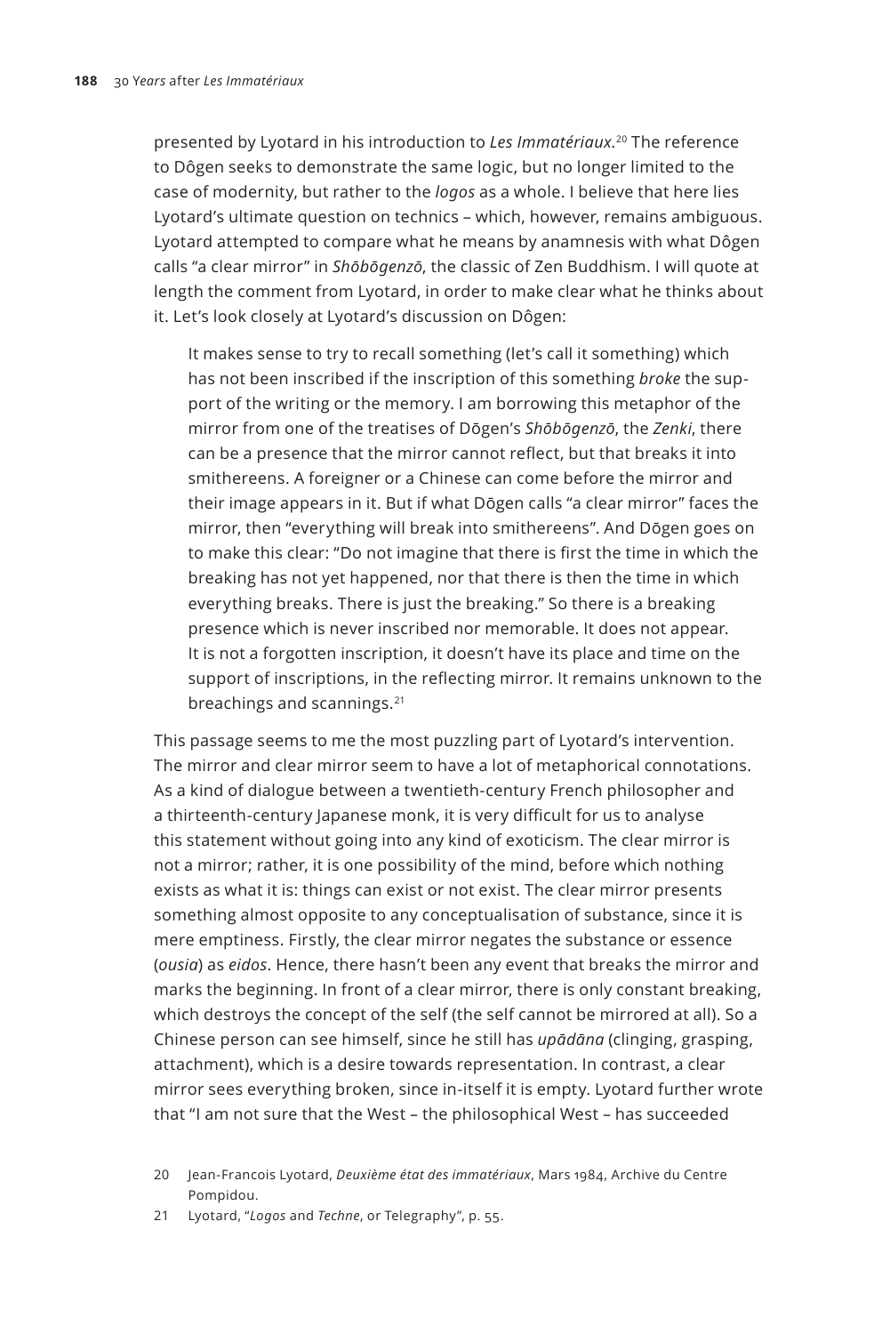presented by Lyotard in his introduction to *Les Immatériaux*.[20] The reference to Dôgen seeks to demonstrate the same logic, but no longer limited to the case of modernity, but rather to the *logos* as a whole. I believe that here lies Lyotard's ultimate question on technics – which, however, remains ambiguous. Lyotard attempted to compare what he means by anamnesis with what Dôgen calls "a clear mirror" in *Shōbōgenzō*, the classic of Zen Buddhism. I will quote at length the comment from Lyotard, in order to make clear what he thinks about it. Let's look closely at Lyotard's discussion on Dôgen:

> It makes sense to try to recall something (let's call it something) which has not been inscribed if the inscription of this something *broke* the support of the writing or the memory. I am borrowing this metaphor of the mirror from one of the treatises of Dōgen's *Shōbōgenzō*, the *Zenki*, there can be a presence that the mirror cannot reflect, but that breaks it into smithereens. A foreigner or a Chinese can come before the mirror and their image appears in it. But if what Dōgen calls "a clear mirror" faces the mirror, then "everything will break into smithereens". And Dōgen goes on to make this clear: "Do not imagine that there is first the time in which the breaking has not yet happened, nor that there is then the time in which everything breaks. There is just the breaking." So there is a breaking presence which is never inscribed nor memorable. It does not appear. It is not a forgotten inscription, it doesn't have its place and time on the support of inscriptions, in the reflecting mirror. It remains unknown to the breachings and scannings.[21]

This passage seems to me the most puzzling part of Lyotard's intervention. The mirror and clear mirror seem to have a lot of metaphorical connotations. As a kind of dialogue between a twentieth-century French philosopher and a thirteenth-century Japanese monk, it is very difficult for us to analyse this statement without going into any kind of exoticism. The clear mirror is not a mirror; rather, it is one possibility of the mind, before which nothing exists as what it is: things can exist or not exist. The clear mirror presents something almost opposite to any conceptualisation of substance, since it is mere emptiness. Firstly, the clear mirror negates the substance or essence (*ousia*) as *eidos*. Hence, there hasn't been any event that breaks the mirror and marks the beginning. In front of a clear mirror, there is only constant breaking, which destroys the concept of the self (the self cannot be mirrored at all). So a Chinese person can see himself, since he still has *upādāna* (clinging, grasping, attachment), which is a desire towards representation. In contrast, a clear mirror sees everything broken, since in-itself it is empty. Lyotard further wrote that "I am not sure that the West – the philosophical West – has succeeded

20 Jean-Francois Lyotard, *Deuxième état des immatériaux*, Mars 1984, Archive du Centre Pompidou.

21 Lyotard, "*Logos* and *Techne*, or Telegraphy", p. 55.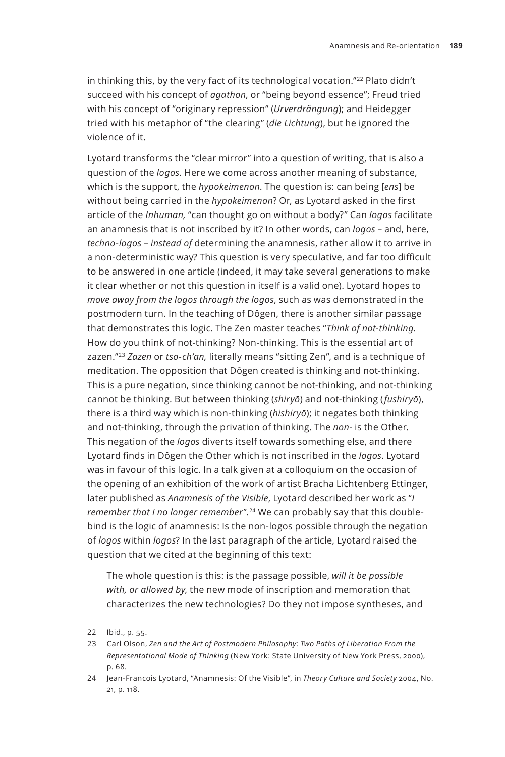in thinking this, by the very fact of its technological vocation."[22] Plato didn't succeed with his concept of *agathon*, or "being beyond essence"; Freud tried with his concept of "originary repression" (*Urverdrängung*); and Heidegger tried with his metaphor of "the clearing" (*die Lichtung*), but he ignored the violence of it.

Lyotard transforms the "clear mirror" into a question of writing, that is also a question of the *logos*. Here we come across another meaning of substance, which is the support, the *hypokeimenon*. The question is: can being [*ens*] be without being carried in the *hypokeimenon*? Or, as Lyotard asked in the first article of the *Inhuman,* "can thought go on without a body?" Can *logos* facilitate an anamnesis that is not inscribed by it? In other words, can *logos* – and, here, *techno-logos* – *instead of* determining the anamnesis, rather allow it to arrive in a non-deterministic way? This question is very speculative, and far too difficult to be answered in one article (indeed, it may take several generations to make it clear whether or not this question in itself is a valid one). Lyotard hopes to *move away from the logos through the logos*, such as was demonstrated in the postmodern turn. In the teaching of Dôgen, there is another similar passage that demonstrates this logic. The Zen master teaches "*Think of not-thinking*. How do you think of not-thinking? Non-thinking. This is the essential art of zazen."[23] *Zazen* or *tso-ch'an,* literally means "sitting Zen", and is a technique of meditation. The opposition that Dôgen created is thinking and not-thinking. This is a pure negation, since thinking cannot be not-thinking, and not-thinking cannot be thinking. But between thinking (*shiryō*) and not-thinking (*fushiryō*), there is a third way which is non-thinking (*hishiryō*); it negates both thinking and not-thinking, through the privation of thinking. The *non-* is the Other. This negation of the *logos* diverts itself towards something else, and there Lyotard finds in Dôgen the Other which is not inscribed in the *logos*. Lyotard was in favour of this logic. In a talk given at a colloquium on the occasion of the opening of an exhibition of the work of artist Bracha Lichtenberg Ettinger, later published as *Anamnesis of the Visible*, Lyotard described her work as "*I remember that I no longer remember*".[24] We can probably say that this double-bind is the logic of anamnesis: Is the non-logos possible through the negation of *logos* within *logos*? In the last paragraph of the article, Lyotard raised the question that we cited at the beginning of this text:

> The whole question is this: is the passage possible, *will it be possible with, or allowed by*, the new mode of inscription and memoration that characterizes the new technologies? Do they not impose syntheses, and

22 Ibid., p. 55.

23 Carl Olson, *Zen and the Art of Postmodern Philosophy: Two Paths of Liberation From the Representational Mode of Thinking* (New York: State University of New York Press, 2000), p. 68.

24 Jean-Francois Lyotard, "Anamnesis: Of the Visible", in *Theory Culture and Society* 2004, No. 21, p. 118.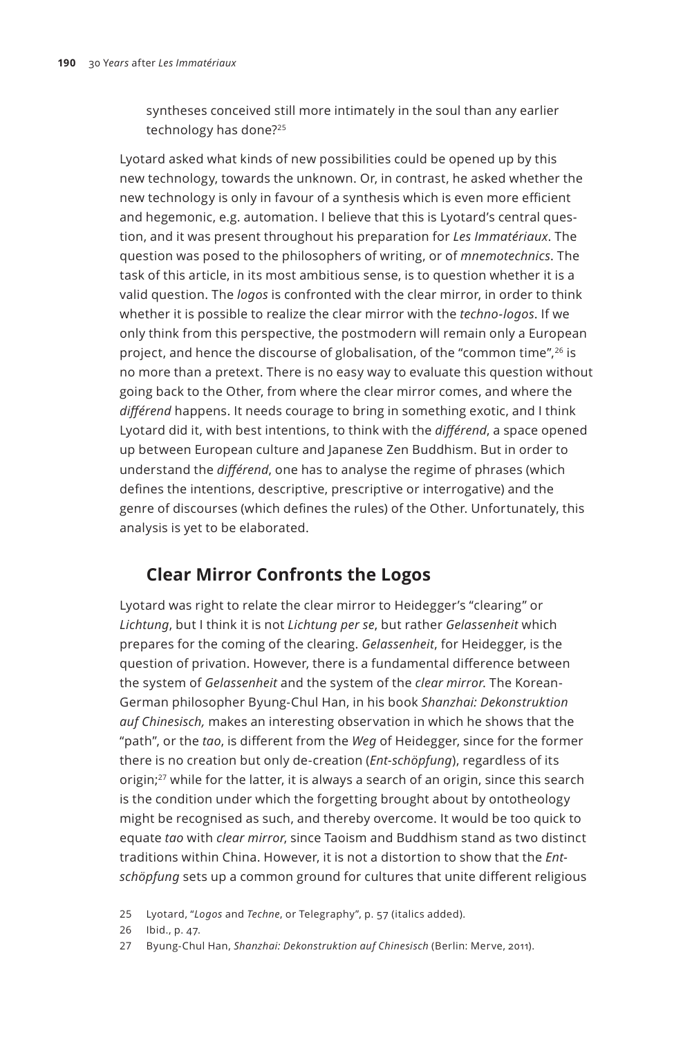syntheses conceived still more intimately in the soul than any earlier technology has done?[25]

Lyotard asked what kinds of new possibilities could be opened up by this new technology, towards the unknown. Or, in contrast, he asked whether the new technology is only in favour of a synthesis which is even more efficient and hegemonic, e.g. automation. I believe that this is Lyotard's central question, and it was present throughout his preparation for *Les Immatériaux*. The question was posed to the philosophers of writing, or of *mnemotechnics*. The task of this article, in its most ambitious sense, is to question whether it is a valid question. The *logos* is confronted with the clear mirror, in order to think whether it is possible to realize the clear mirror with the *techno-logos*. If we only think from this perspective, the postmodern will remain only a European project, and hence the discourse of globalisation, of the "common time",[26] is no more than a pretext. There is no easy way to evaluate this question without going back to the Other, from where the clear mirror comes, and where the *différend* happens. It needs courage to bring in something exotic, and I think Lyotard did it, with best intentions, to think with the *différend*, a space opened up between European culture and Japanese Zen Buddhism. But in order to understand the *différend*, one has to analyse the regime of phrases (which defines the intentions, descriptive, prescriptive or interrogative) and the genre of discourses (which defines the rules) of the Other. Unfortunately, this analysis is yet to be elaborated.

## Clear Mirror Confronts the Logos

Lyotard was right to relate the clear mirror to Heidegger's "clearing" or *Lichtung*, but I think it is not *Lichtung per se*, but rather *Gelassenheit* which prepares for the coming of the clearing. *Gelassenheit*, for Heidegger, is the question of privation. However, there is a fundamental difference between the system of *Gelassenheit* and the system of the *clear mirror*. The Korean-German philosopher Byung-Chul Han, in his book *Shanzhai: Dekonstruktion auf Chinesisch,* makes an interesting observation in which he shows that the "path", or the *tao*, is different from the *Weg* of Heidegger, since for the former there is no creation but only de-creation (*Ent-schöpfung*), regardless of its origin;[27] while for the latter, it is always a search of an origin, since this search is the condition under which the forgetting brought about by ontotheology might be recognised as such, and thereby overcome. It would be too quick to equate *tao* with *clear mirror*, since Taoism and Buddhism stand as two distinct traditions within China. However, it is not a distortion to show that the *Ent-schöpfung* sets up a common ground for cultures that unite different religious

25 Lyotard, "*Logos* and *Techne*, or Telegraphy", p. 57 (italics added).

26 Ibid., p. 47.

27 Byung-Chul Han, *Shanzhai: Dekonstruktion auf Chinesisch* (Berlin: Merve, 2011).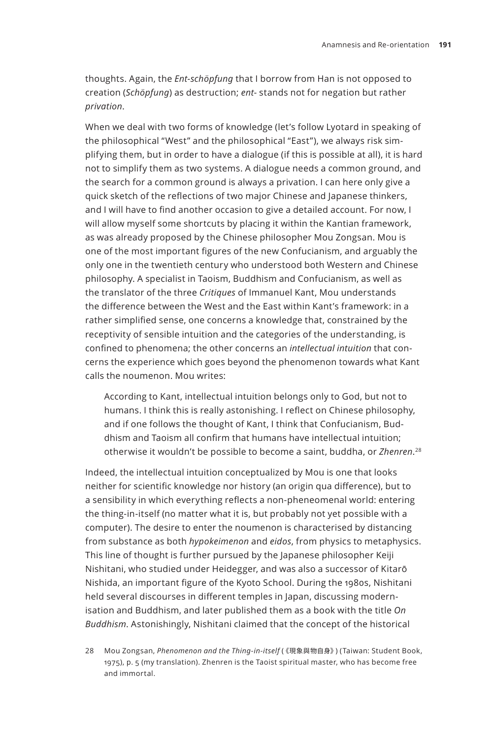thoughts. Again, the *Ent-schöpfung* that I borrow from Han is not opposed to creation (*Schöpfung*) as destruction; *ent-* stands not for negation but rather *privation*.

When we deal with two forms of knowledge (let's follow Lyotard in speaking of the philosophical "West" and the philosophical "East"), we always risk simplifying them, but in order to have a dialogue (if this is possible at all), it is hard not to simplify them as two systems. A dialogue needs a common ground, and the search for a common ground is always a privation. I can here only give a quick sketch of the reflections of two major Chinese and Japanese thinkers, and I will have to find another occasion to give a detailed account. For now, I will allow myself some shortcuts by placing it within the Kantian framework, as was already proposed by the Chinese philosopher Mou Zongsan. Mou is one of the most important figures of the new Confucianism, and arguably the only one in the twentieth century who understood both Western and Chinese philosophy. A specialist in Taoism, Buddhism and Confucianism, as well as the translator of the three *Critiques* of Immanuel Kant, Mou understands the difference between the West and the East within Kant's framework: in a rather simplified sense, one concerns a knowledge that, constrained by the receptivity of sensible intuition and the categories of the understanding, is confined to phenomena; the other concerns an *intellectual intuition* that concerns the experience which goes beyond the phenomenon towards what Kant calls the noumenon. Mou writes:

> According to Kant, intellectual intuition belongs only to God, but not to humans. I think this is really astonishing. I reflect on Chinese philosophy, and if one follows the thought of Kant, I think that Confucianism, Buddhism and Taoism all confirm that humans have intellectual intuition; otherwise it wouldn't be possible to become a saint, buddha, or *Zhenren*.[28]

Indeed, the intellectual intuition conceptualized by Mou is one that looks neither for scientific knowledge nor history (an origin qua difference), but to a sensibility in which everything reflects a non-pheneomenal world: entering the thing-in-itself (no matter what it is, but probably not yet possible with a computer). The desire to enter the noumenon is characterised by distancing from substance as both *hypokeimenon* and *eidos*, from physics to metaphysics. This line of thought is further pursued by the Japanese philosopher Keiji Nishitani, who studied under Heidegger, and was also a successor of Kitarō Nishida, an important figure of the Kyoto School. During the 1980s, Nishitani held several discourses in different temples in Japan, discussing modernisation and Buddhism, and later published them as a book with the title *On Buddhism*. Astonishingly, Nishitani claimed that the concept of the historical

28 Mou Zongsan, *Phenomenon and the Thing-in-itself* (《現象與物自身》) (Taiwan: Student Book, 1975), p. 5 (my translation). Zhenren is the Taoist spiritual master, who has become free and immortal.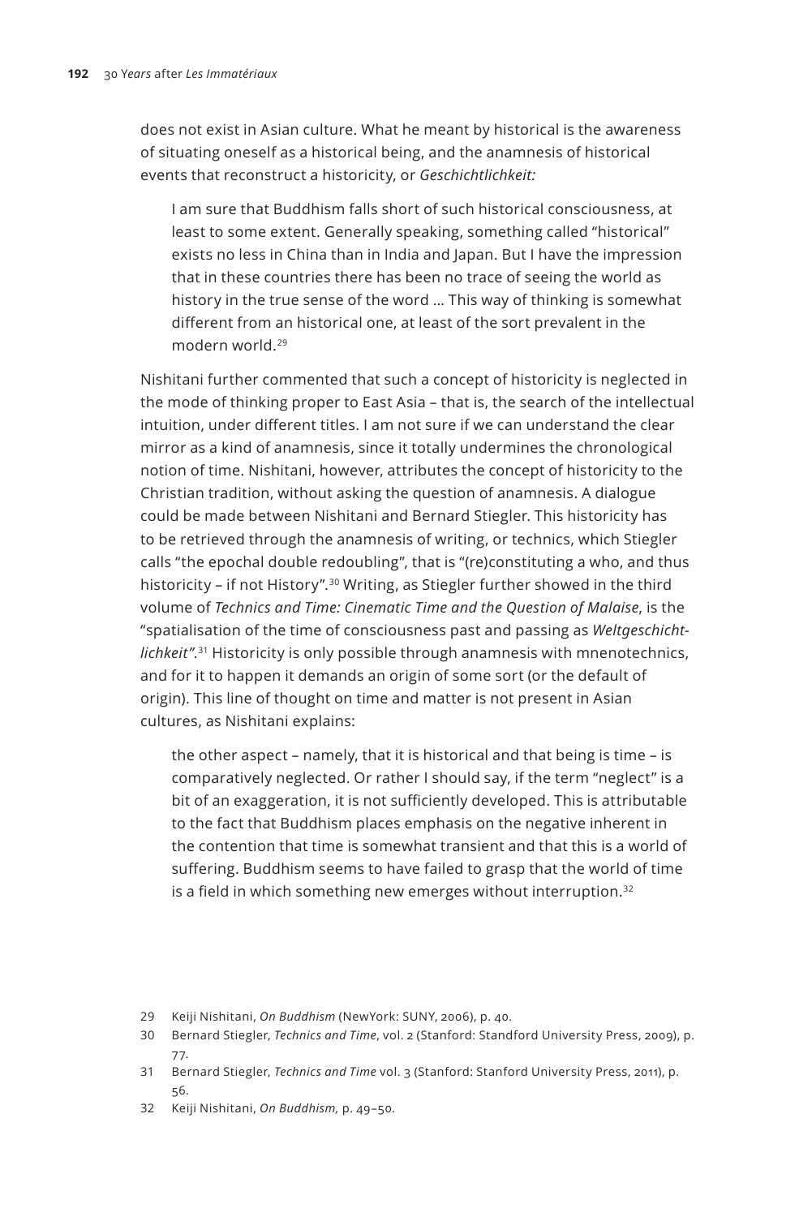does not exist in Asian culture. What he meant by historical is the awareness of situating oneself as a historical being, and the anamnesis of historical events that reconstruct a historicity, or *Geschichtlichkeit:*

> I am sure that Buddhism falls short of such historical consciousness, at least to some extent. Generally speaking, something called "historical" exists no less in China than in India and Japan. But I have the impression that in these countries there has been no trace of seeing the world as history in the true sense of the word … This way of thinking is somewhat different from an historical one, at least of the sort prevalent in the modern world.[29]

Nishitani further commented that such a concept of historicity is neglected in the mode of thinking proper to East Asia – that is, the search of the intellectual intuition, under different titles. I am not sure if we can understand the clear mirror as a kind of anamnesis, since it totally undermines the chronological notion of time. Nishitani, however, attributes the concept of historicity to the Christian tradition, without asking the question of anamnesis. A dialogue could be made between Nishitani and Bernard Stiegler. This historicity has to be retrieved through the anamnesis of writing, or technics, which Stiegler calls "the epochal double redoubling", that is "(re)constituting a who, and thus historicity – if not History".[30] Writing, as Stiegler further showed in the third volume of *Technics and Time: Cinematic Time and the Question of Malaise*, is the "spatialisation of the time of consciousness past and passing as *Weltgeschichtlichkeit"*.[31] Historicity is only possible through anamnesis with mnenotechnics, and for it to happen it demands an origin of some sort (or the default of origin). This line of thought on time and matter is not present in Asian cultures, as Nishitani explains:

> the other aspect – namely, that it is historical and that being is time – is comparatively neglected. Or rather I should say, if the term "neglect" is a bit of an exaggeration, it is not sufficiently developed. This is attributable to the fact that Buddhism places emphasis on the negative inherent in the contention that time is somewhat transient and that this is a world of suffering. Buddhism seems to have failed to grasp that the world of time is a field in which something new emerges without interruption.[32]

29 Keiji Nishitani, *On Buddhism* (NewYork: SUNY, 2006), p. 40.

30 Bernard Stiegler, *Technics and Time*, vol. 2 (Stanford: Standford University Press, 2009), p. 77.

31 Bernard Stiegler, *Technics and Time* vol. 3 (Stanford: Stanford University Press, 2011), p. 56.

32 Keiji Nishitani, *On Buddhism,* p. 49–50.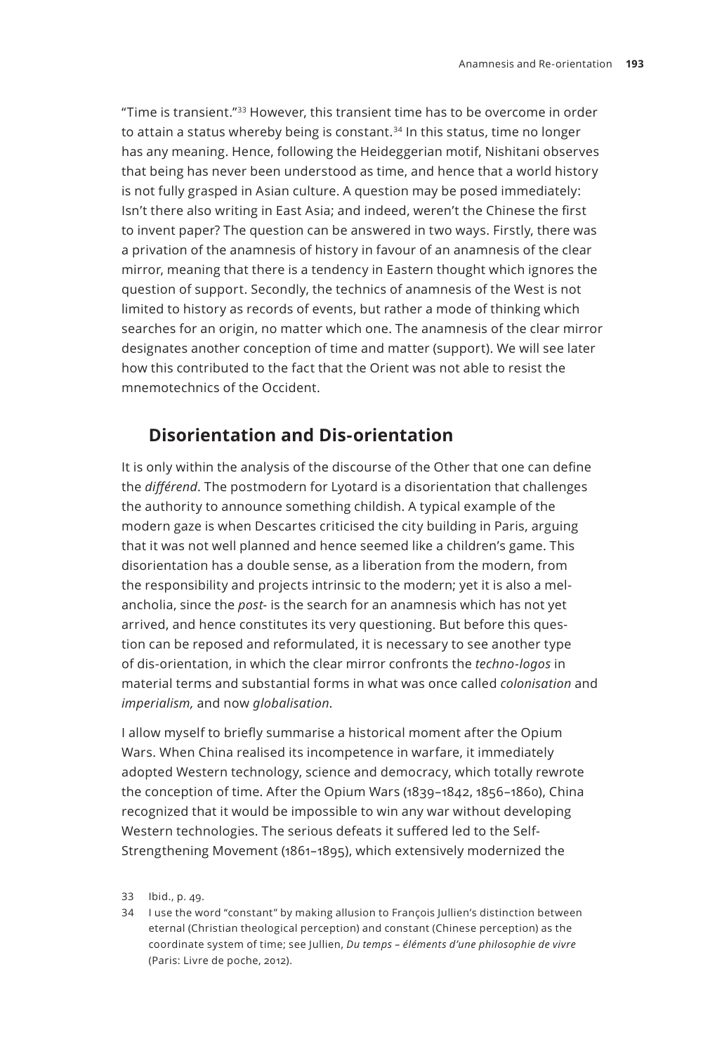"Time is transient."[33] However, this transient time has to be overcome in order to attain a status whereby being is constant.[34] In this status, time no longer has any meaning. Hence, following the Heideggerian motif, Nishitani observes that being has never been understood as time, and hence that a world history is not fully grasped in Asian culture. A question may be posed immediately: Isn't there also writing in East Asia; and indeed, weren't the Chinese the first to invent paper? The question can be answered in two ways. Firstly, there was a privation of the anamnesis of history in favour of an anamnesis of the clear mirror, meaning that there is a tendency in Eastern thought which ignores the question of support. Secondly, the technics of anamnesis of the West is not limited to history as records of events, but rather a mode of thinking which searches for an origin, no matter which one. The anamnesis of the clear mirror designates another conception of time and matter (support). We will see later how this contributed to the fact that the Orient was not able to resist the mnemotechnics of the Occident.

## Disorientation and Dis-orientation

It is only within the analysis of the discourse of the Other that one can define the *différend*. The postmodern for Lyotard is a disorientation that challenges the authority to announce something childish. A typical example of the modern gaze is when Descartes criticised the city building in Paris, arguing that it was not well planned and hence seemed like a children's game. This disorientation has a double sense, as a liberation from the modern, from the responsibility and projects intrinsic to the modern; yet it is also a melancholia, since the *post-* is the search for an anamnesis which has not yet arrived, and hence constitutes its very questioning. But before this question can be reposed and reformulated, it is necessary to see another type of dis-orientation, in which the clear mirror confronts the *techno-logos* in material terms and substantial forms in what was once called *colonisation* and *imperialism,* and now *globalisation*.

I allow myself to briefly summarise a historical moment after the Opium Wars. When China realised its incompetence in warfare, it immediately adopted Western technology, science and democracy, which totally rewrote the conception of time. After the Opium Wars (1839–1842, 1856–1860), China recognized that it would be impossible to win any war without developing Western technologies. The serious defeats it suffered led to the Self-Strengthening Movement (1861–1895), which extensively modernized the

33 Ibid., p. 49.

34 I use the word "constant" by making allusion to François Jullien's distinction between eternal (Christian theological perception) and constant (Chinese perception) as the coordinate system of time; see Jullien, *Du temps – éléments d'une philosophie de vivre* (Paris: Livre de poche, 2012).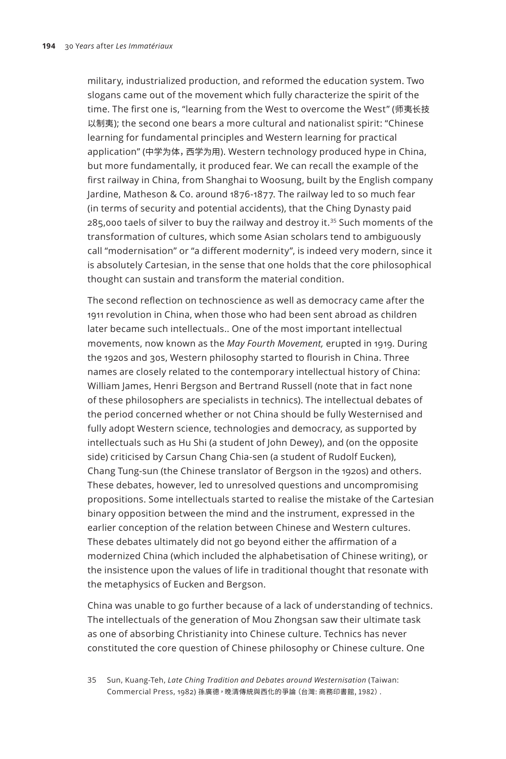military, industrialized production, and reformed the education system. Two slogans came out of the movement which fully characterize the spirit of the time. The first one is, "learning from the West to overcome the West" (师夷长技以制夷); the second one bears a more cultural and nationalist spirit: "Chinese learning for fundamental principles and Western learning for practical application" (中学为体，西学为用). Western technology produced hype in China, but more fundamentally, it produced fear. We can recall the example of the first railway in China, from Shanghai to Woosung, built by the English company Jardine, Matheson & Co. around 1876-1877. The railway led to so much fear (in terms of security and potential accidents), that the Ching Dynasty paid 285,000 taels of silver to buy the railway and destroy it.[35] Such moments of the transformation of cultures, which some Asian scholars tend to ambiguously call "modernisation" or "a different modernity", is indeed very modern, since it is absolutely Cartesian, in the sense that one holds that the core philosophical thought can sustain and transform the material condition.

The second reflection on technoscience as well as democracy came after the 1911 revolution in China, when those who had been sent abroad as children later became such intellectuals.. One of the most important intellectual movements, now known as the *May Fourth Movement,* erupted in 1919. During the 1920s and 30s, Western philosophy started to flourish in China. Three names are closely related to the contemporary intellectual history of China: William James, Henri Bergson and Bertrand Russell (note that in fact none of these philosophers are specialists in technics). The intellectual debates of the period concerned whether or not China should be fully Westernised and fully adopt Western science, technologies and democracy, as supported by intellectuals such as Hu Shi (a student of John Dewey), and (on the opposite side) criticised by Carsun Chang Chia-sen (a student of Rudolf Eucken), Chang Tung-sun (the Chinese translator of Bergson in the 1920s) and others. These debates, however, led to unresolved questions and uncompromising propositions. Some intellectuals started to realise the mistake of the Cartesian binary opposition between the mind and the instrument, expressed in the earlier conception of the relation between Chinese and Western cultures. These debates ultimately did not go beyond either the affirmation of a modernized China (which included the alphabetisation of Chinese writing), or the insistence upon the values of life in traditional thought that resonate with the metaphysics of Eucken and Bergson.

China was unable to go further because of a lack of understanding of technics. The intellectuals of the generation of Mou Zhongsan saw their ultimate task as one of absorbing Christianity into Chinese culture. Technics has never constituted the core question of Chinese philosophy or Chinese culture. One

35 Sun, Kuang-Teh, *Late Ching Tradition and Debates around Westernisation* (Taiwan: Commercial Press, 1982) 孫廣德，晚清傳統與西化的爭論 (台灣: 商務印書館, 1982).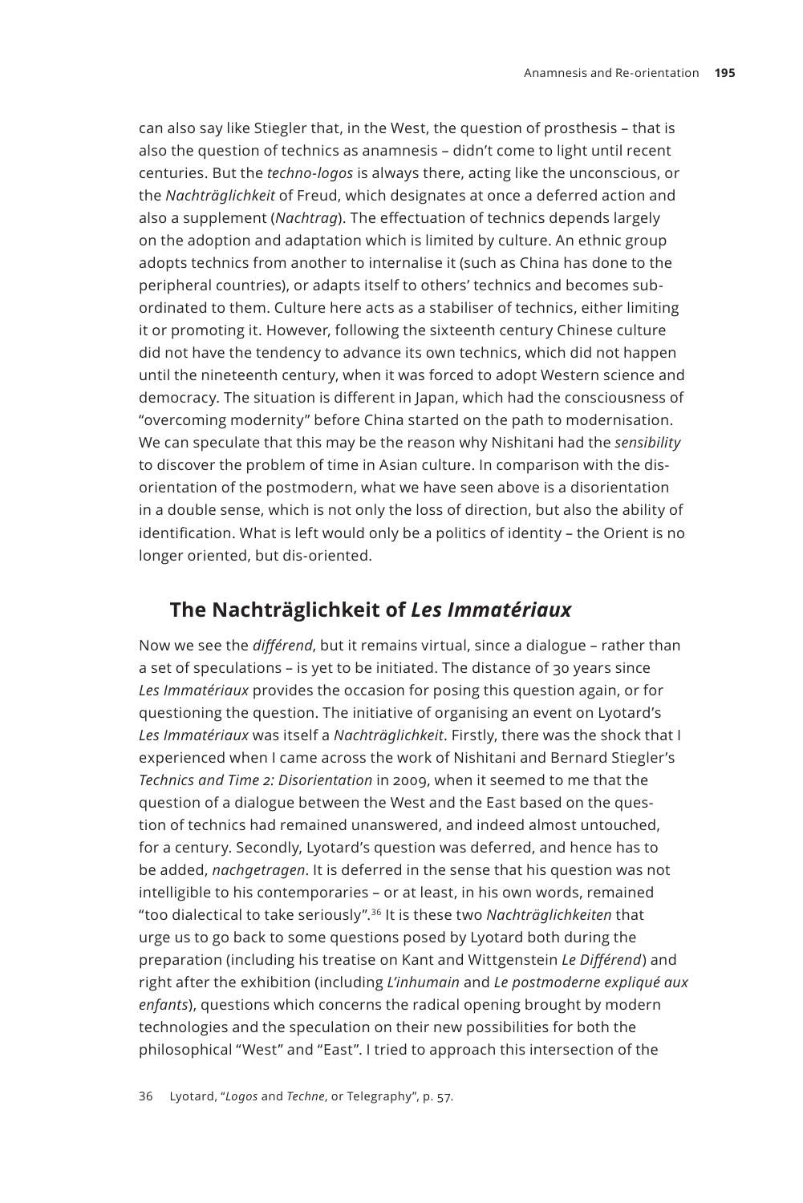can also say like Stiegler that, in the West, the question of prosthesis – that is also the question of technics as anamnesis – didn't come to light until recent centuries. But the *techno-logos* is always there, acting like the unconscious, or the *Nachträglichkeit* of Freud, which designates at once a deferred action and also a supplement (*Nachtrag*). The effectuation of technics depends largely on the adoption and adaptation which is limited by culture. An ethnic group adopts technics from another to internalise it (such as China has done to the peripheral countries), or adapts itself to others' technics and becomes subordinated to them. Culture here acts as a stabiliser of technics, either limiting it or promoting it. However, following the sixteenth century Chinese culture did not have the tendency to advance its own technics, which did not happen until the nineteenth century, when it was forced to adopt Western science and democracy. The situation is different in Japan, which had the consciousness of "overcoming modernity" before China started on the path to modernisation. We can speculate that this may be the reason why Nishitani had the *sensibility* to discover the problem of time in Asian culture. In comparison with the disorientation of the postmodern, what we have seen above is a disorientation in a double sense, which is not only the loss of direction, but also the ability of identification. What is left would only be a politics of identity – the Orient is no longer oriented, but dis-oriented.

## The Nachträglichkeit of *Les Immatériaux*

Now we see the *différend*, but it remains virtual, since a dialogue – rather than a set of speculations – is yet to be initiated. The distance of 30 years since *Les Immatériaux* provides the occasion for posing this question again, or for questioning the question. The initiative of organising an event on Lyotard's *Les Immatériaux* was itself a *Nachträglichkeit*. Firstly, there was the shock that I experienced when I came across the work of Nishitani and Bernard Stiegler's *Technics and Time 2: Disorientation* in 2009, when it seemed to me that the question of a dialogue between the West and the East based on the question of technics had remained unanswered, and indeed almost untouched, for a century. Secondly, Lyotard's question was deferred, and hence has to be added, *nachgetragen*. It is deferred in the sense that his question was not intelligible to his contemporaries – or at least, in his own words, remained "too dialectical to take seriously".[36] It is these two *Nachträglichkeiten* that urge us to go back to some questions posed by Lyotard both during the preparation (including his treatise on Kant and Wittgenstein *Le Différend*) and right after the exhibition (including *L'inhumain* and *Le postmoderne expliqué aux enfants*), questions which concerns the radical opening brought by modern technologies and the speculation on their new possibilities for both the philosophical "West" and "East". I tried to approach this intersection of the

36 Lyotard, "*Logos* and *Techne*, or Telegraphy", p. 57.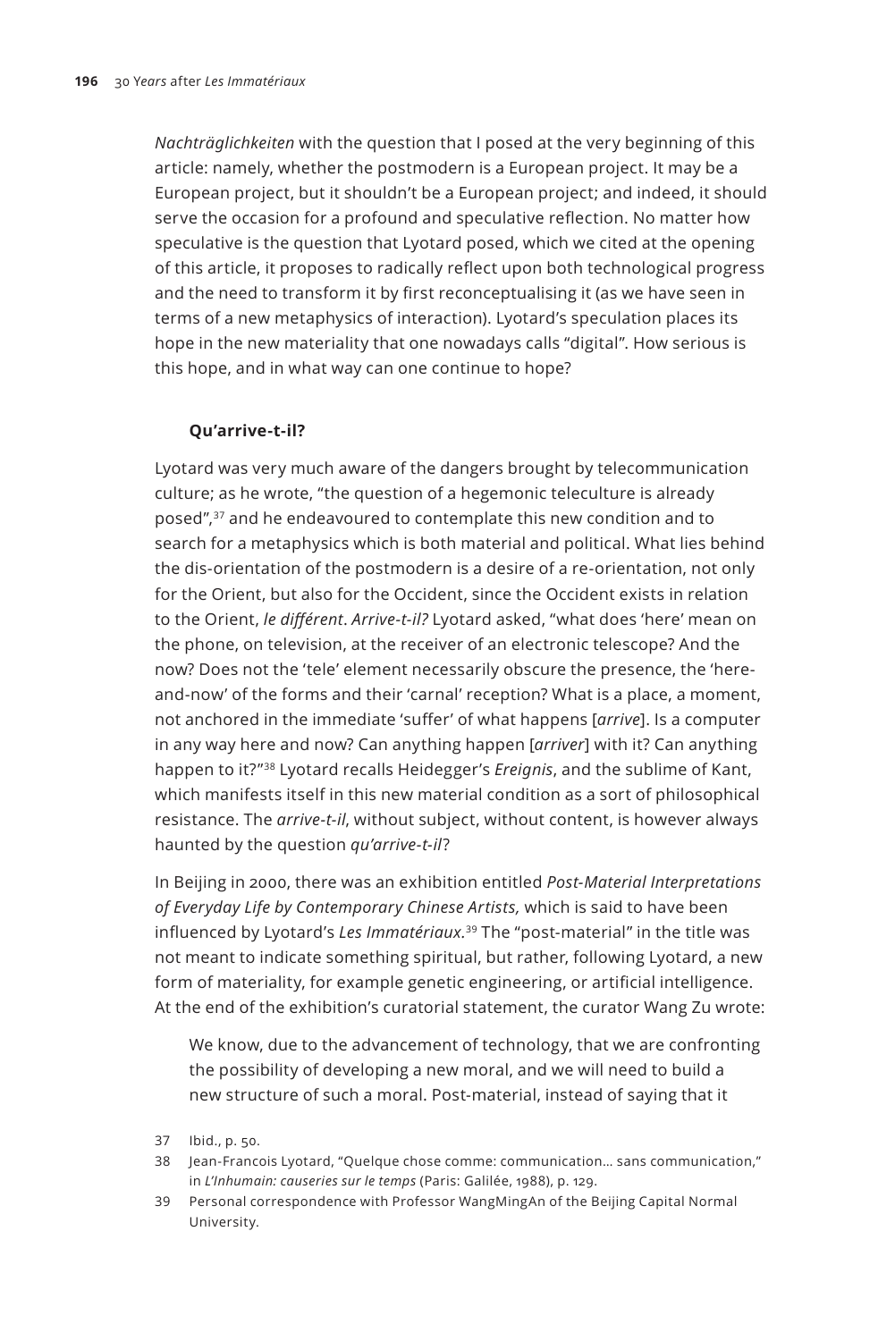*Nachträglichkeiten* with the question that I posed at the very beginning of this article: namely, whether the postmodern is a European project. It may be a European project, but it shouldn't be a European project; and indeed, it should serve the occasion for a profound and speculative reflection. No matter how speculative is the question that Lyotard posed, which we cited at the opening of this article, it proposes to radically reflect upon both technological progress and the need to transform it by first reconceptualising it (as we have seen in terms of a new metaphysics of interaction). Lyotard's speculation places its hope in the new materiality that one nowadays calls "digital". How serious is this hope, and in what way can one continue to hope?

### Qu'arrive-t-il?

Lyotard was very much aware of the dangers brought by telecommunication culture; as he wrote, "the question of a hegemonic teleculture is already posed",[37] and he endeavoured to contemplate this new condition and to search for a metaphysics which is both material and political. What lies behind the dis-orientation of the postmodern is a desire of a re-orientation, not only for the Orient, but also for the Occident, since the Occident exists in relation to the Orient, *le différent*. *Arrive-t-il?* Lyotard asked, "what does 'here' mean on the phone, on television, at the receiver of an electronic telescope? And the now? Does not the 'tele' element necessarily obscure the presence, the 'here-and-now' of the forms and their 'carnal' reception? What is a place, a moment, not anchored in the immediate 'suffer' of what happens [*arrive*]. Is a computer in any way here and now? Can anything happen [*arriver*] with it? Can anything happen to it?"[38] Lyotard recalls Heidegger's *Ereignis*, and the sublime of Kant, which manifests itself in this new material condition as a sort of philosophical resistance. The *arrive-t-il*, without subject, without content, is however always haunted by the question *qu'arrive-t-il*?

In Beijing in 2000, there was an exhibition entitled *Post-Material Interpretations of Everyday Life by Contemporary Chinese Artists,* which is said to have been influenced by Lyotard's *Les Immatériaux*.[39] The "post-material" in the title was not meant to indicate something spiritual, but rather, following Lyotard, a new form of materiality, for example genetic engineering, or artificial intelligence. At the end of the exhibition's curatorial statement, the curator Wang Zu wrote:

> We know, due to the advancement of technology, that we are confronting the possibility of developing a new moral, and we will need to build a new structure of such a moral. Post-material, instead of saying that it

37 Ibid., p. 50.

38 Jean-Francois Lyotard, "Quelque chose comme: communication… sans communication," in *L'Inhumain: causeries sur le temps* (Paris: Galilée, 1988), p. 129.

39 Personal correspondence with Professor WangMingAn of the Beijing Capital Normal University.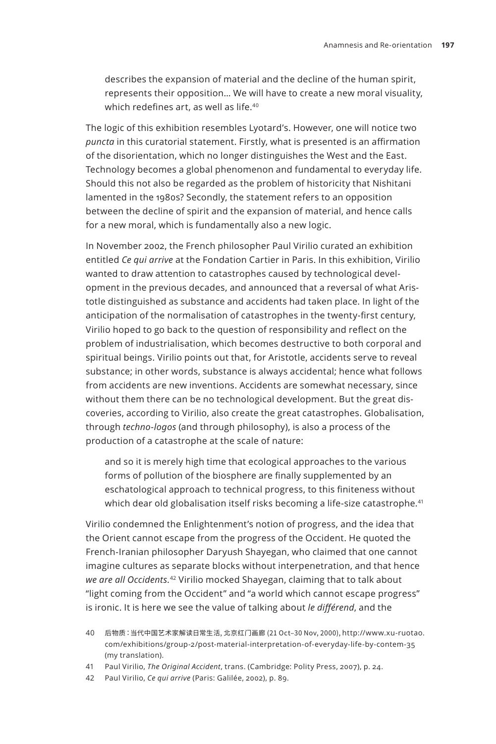> describes the expansion of material and the decline of the human spirit, represents their opposition… We will have to create a new moral visuality, which redefines art, as well as life.[40]

The logic of this exhibition resembles Lyotard's. However, one will notice two *puncta* in this curatorial statement. Firstly, what is presented is an affirmation of the disorientation, which no longer distinguishes the West and the East. Technology becomes a global phenomenon and fundamental to everyday life. Should this not also be regarded as the problem of historicity that Nishitani lamented in the 1980s? Secondly, the statement refers to an opposition between the decline of spirit and the expansion of material, and hence calls for a new moral, which is fundamentally also a new logic.

In November 2002, the French philosopher Paul Virilio curated an exhibition entitled *Ce qui arrive* at the Fondation Cartier in Paris. In this exhibition, Virilio wanted to draw attention to catastrophes caused by technological development in the previous decades, and announced that a reversal of what Aristotle distinguished as substance and accidents had taken place. In light of the anticipation of the normalisation of catastrophes in the twenty-first century, Virilio hoped to go back to the question of responsibility and reflect on the problem of industrialisation, which becomes destructive to both corporal and spiritual beings. Virilio points out that, for Aristotle, accidents serve to reveal substance; in other words, substance is always accidental; hence what follows from accidents are new inventions. Accidents are somewhat necessary, since without them there can be no technological development. But the great discoveries, according to Virilio, also create the great catastrophes. Globalisation, through *techno-logos* (and through philosophy), is also a process of the production of a catastrophe at the scale of nature:

> and so it is merely high time that ecological approaches to the various forms of pollution of the biosphere are finally supplemented by an eschatological approach to technical progress, to this finiteness without which dear old globalisation itself risks becoming a life-size catastrophe.[41]

Virilio condemned the Enlightenment's notion of progress, and the idea that the Orient cannot escape from the progress of the Occident. He quoted the French-Iranian philosopher Daryush Shayegan, who claimed that one cannot imagine cultures as separate blocks without interpenetration, and that hence *we are all Occidents*.[42] Virilio mocked Shayegan, claiming that to talk about "light coming from the Occident" and "a world which cannot escape progress" is ironic. It is here we see the value of talking about *le différend*, and the

40 后物质：当代中国艺术家解读日常生活, 北京红门画廊 (21 Oct–30 Nov, 2000), http://www.xu-ruotao.com/exhibitions/group-2/post-material-interpretation-of-everyday-life-by-contem-35 (my translation).

41 Paul Virilio, *The Original Accident*, trans. (Cambridge: Polity Press, 2007), p. 24.

42 Paul Virilio, *Ce qui arrive* (Paris: Galilée, 2002), p. 89.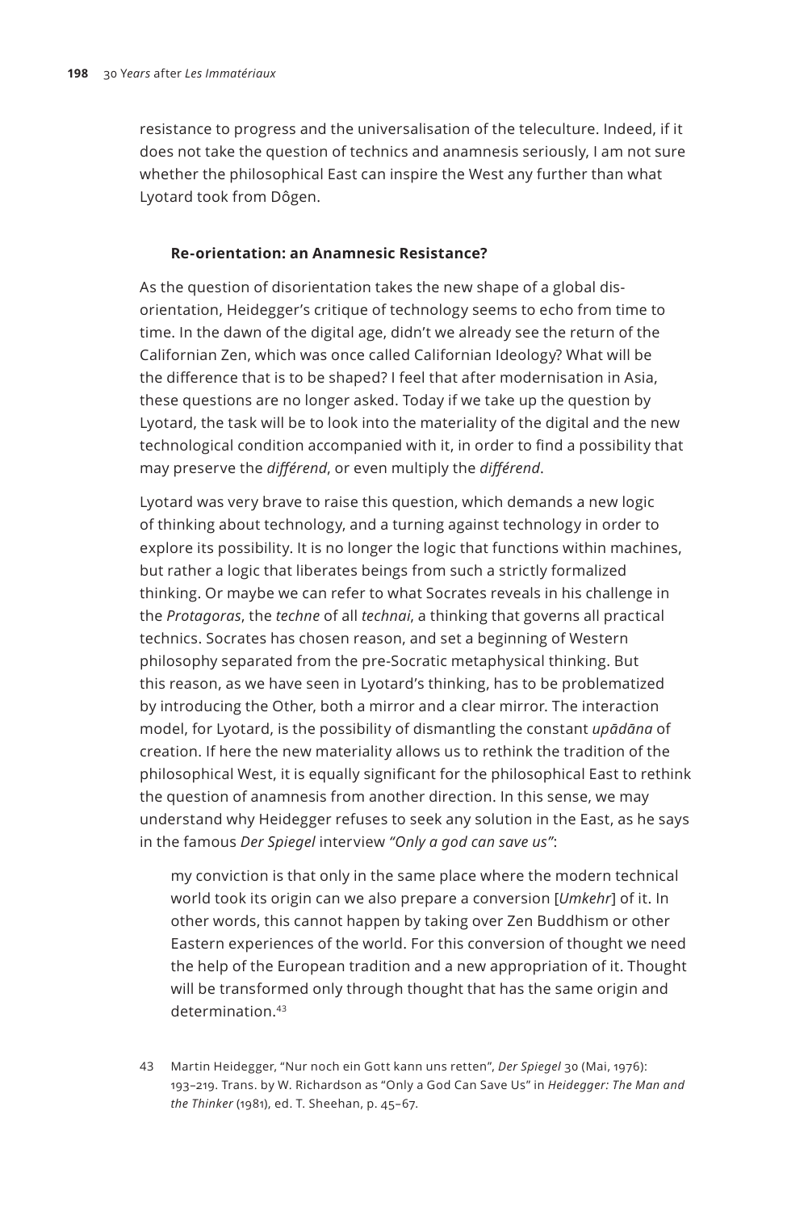resistance to progress and the universalisation of the teleculture. Indeed, if it does not take the question of technics and anamnesis seriously, I am not sure whether the philosophical East can inspire the West any further than what Lyotard took from Dôgen.

### Re-orientation: an Anamnesic Resistance?

As the question of disorientation takes the new shape of a global dis-orientation, Heidegger's critique of technology seems to echo from time to time. In the dawn of the digital age, didn't we already see the return of the Californian Zen, which was once called Californian Ideology? What will be the difference that is to be shaped? I feel that after modernisation in Asia, these questions are no longer asked. Today if we take up the question by Lyotard, the task will be to look into the materiality of the digital and the new technological condition accompanied with it, in order to find a possibility that may preserve the *différend*, or even multiply the *différend*.

Lyotard was very brave to raise this question, which demands a new logic of thinking about technology, and a turning against technology in order to explore its possibility. It is no longer the logic that functions within machines, but rather a logic that liberates beings from such a strictly formalized thinking. Or maybe we can refer to what Socrates reveals in his challenge in the *Protagoras*, the *techne* of all *technai*, a thinking that governs all practical technics. Socrates has chosen reason, and set a beginning of Western philosophy separated from the pre-Socratic metaphysical thinking. But this reason, as we have seen in Lyotard's thinking, has to be problematized by introducing the Other, both a mirror and a clear mirror. The interaction model, for Lyotard, is the possibility of dismantling the constant *upādāna* of creation. If here the new materiality allows us to rethink the tradition of the philosophical West, it is equally significant for the philosophical East to rethink the question of anamnesis from another direction. In this sense, we may understand why Heidegger refuses to seek any solution in the East, as he says in the famous *Der Spiegel* interview *"Only a god can save us"*:

> my conviction is that only in the same place where the modern technical world took its origin can we also prepare a conversion [*Umkehr*] of it. In other words, this cannot happen by taking over Zen Buddhism or other Eastern experiences of the world. For this conversion of thought we need the help of the European tradition and a new appropriation of it. Thought will be transformed only through thought that has the same origin and determination.[43]

43 Martin Heidegger, "Nur noch ein Gott kann uns retten", *Der Spiegel* 30 (Mai, 1976): 193–219. Trans. by W. Richardson as "Only a God Can Save Us" in *Heidegger: The Man and the Thinker* (1981), ed. T. Sheehan, p. 45–67.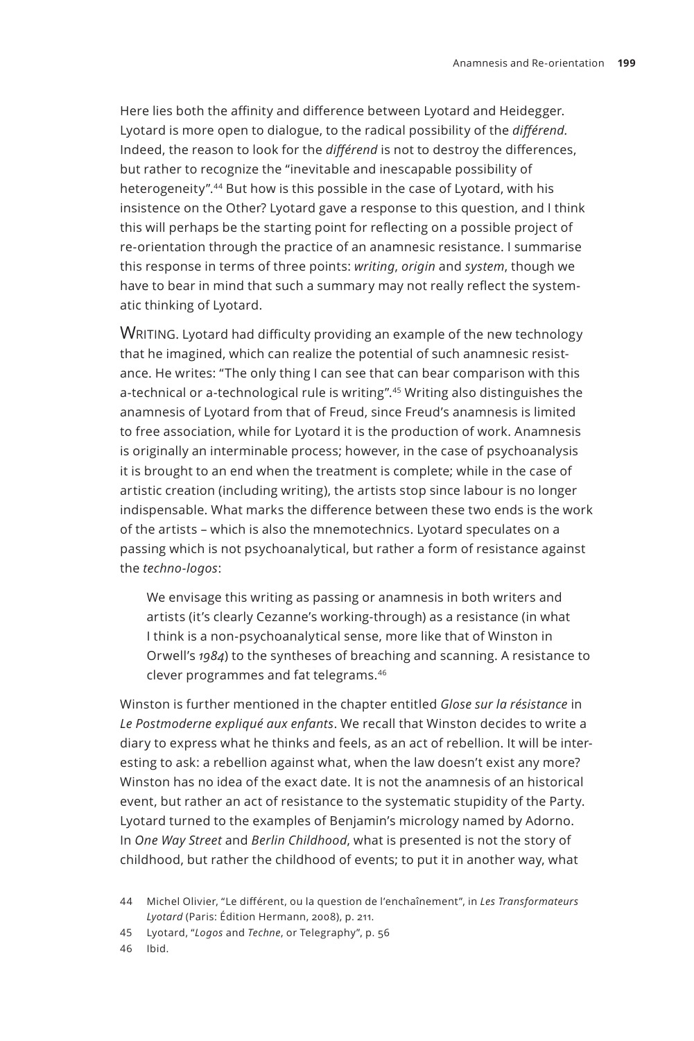Here lies both the affinity and difference between Lyotard and Heidegger. Lyotard is more open to dialogue, to the radical possibility of the *différend*. Indeed, the reason to look for the *différend* is not to destroy the differences, but rather to recognize the "inevitable and inescapable possibility of heterogeneity".[44] But how is this possible in the case of Lyotard, with his insistence on the Other? Lyotard gave a response to this question, and I think this will perhaps be the starting point for reflecting on a possible project of re-orientation through the practice of an anamnesic resistance. I summarise this response in terms of three points: *writing*, *origin* and *system*, though we have to bear in mind that such a summary may not really reflect the systematic thinking of Lyotard.

WRITING. Lyotard had difficulty providing an example of the new technology that he imagined, which can realize the potential of such anamnesic resistance. He writes: "The only thing I can see that can bear comparison with this a-technical or a-technological rule is writing".[45] Writing also distinguishes the anamnesis of Lyotard from that of Freud, since Freud's anamnesis is limited to free association, while for Lyotard it is the production of work. Anamnesis is originally an interminable process; however, in the case of psychoanalysis it is brought to an end when the treatment is complete; while in the case of artistic creation (including writing), the artists stop since labour is no longer indispensable. What marks the difference between these two ends is the work of the artists – which is also the mnemotechnics. Lyotard speculates on a passing which is not psychoanalytical, but rather a form of resistance against the *techno-logos*:

> We envisage this writing as passing or anamnesis in both writers and artists (it's clearly Cezanne's working-through) as a resistance (in what I think is a non-psychoanalytical sense, more like that of Winston in Orwell's *1984*) to the syntheses of breaching and scanning. A resistance to clever programmes and fat telegrams.[46]

Winston is further mentioned in the chapter entitled *Glose sur la résistance* in *Le Postmoderne expliqué aux enfants*. We recall that Winston decides to write a diary to express what he thinks and feels, as an act of rebellion. It will be interesting to ask: a rebellion against what, when the law doesn't exist any more? Winston has no idea of the exact date. It is not the anamnesis of an historical event, but rather an act of resistance to the systematic stupidity of the Party. Lyotard turned to the examples of Benjamin's micrology named by Adorno. In *One Way Street* and *Berlin Childhood*, what is presented is not the story of childhood, but rather the childhood of events; to put it in another way, what

44 Michel Olivier, "Le différent, ou la question de l'enchaînement", in *Les Transformateurs Lyotard* (Paris: Édition Hermann, 2008), p. 211.

45 Lyotard, "*Logos* and *Techne*, or Telegraphy", p. 56

46 Ibid.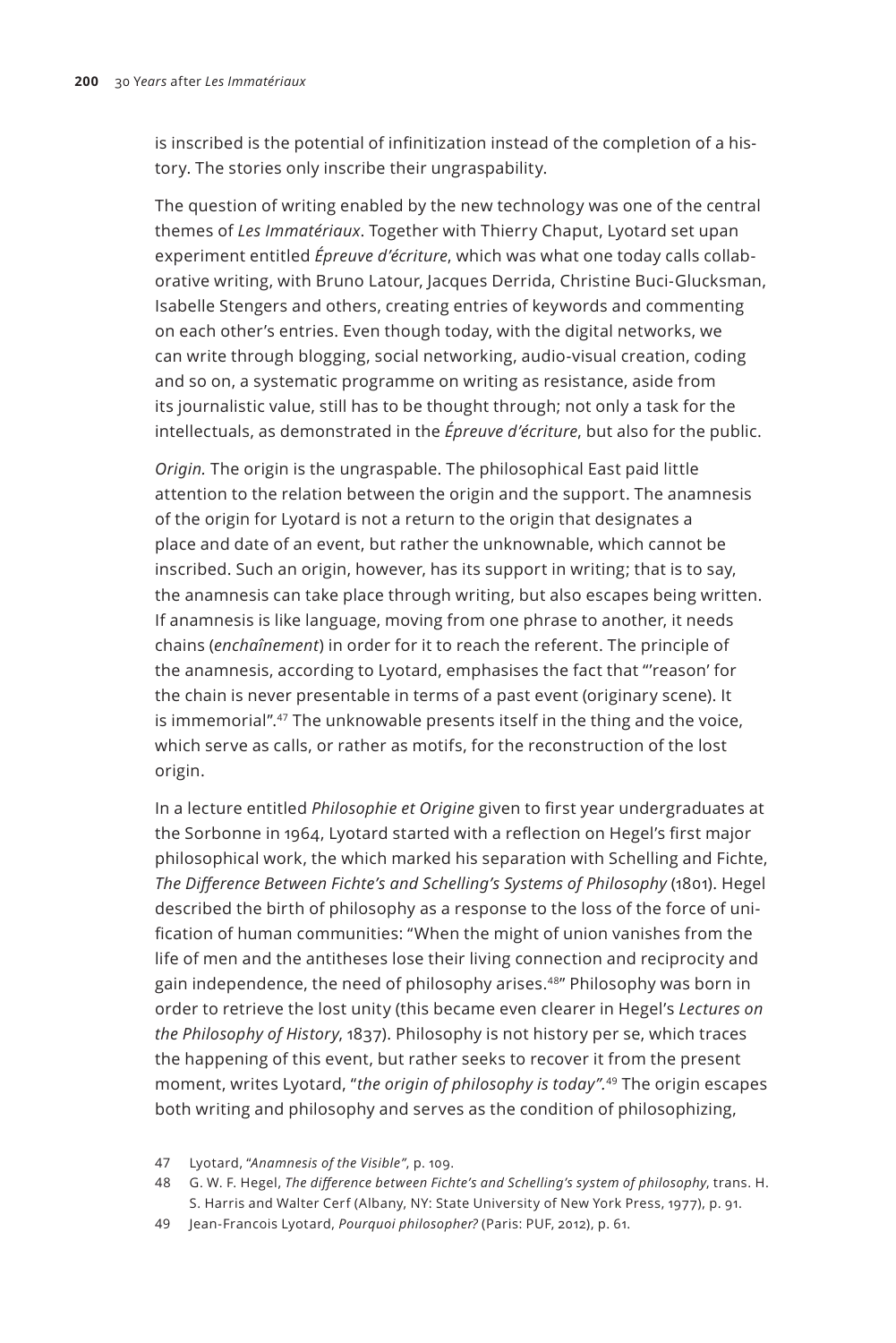is inscribed is the potential of infinitization instead of the completion of a history. The stories only inscribe their ungraspability.

The question of writing enabled by the new technology was one of the central themes of *Les Immatériaux*. Together with Thierry Chaput, Lyotard set upan experiment entitled *Épreuve d'écriture*, which was what one today calls collaborative writing, with Bruno Latour, Jacques Derrida, Christine Buci-Glucksman, Isabelle Stengers and others, creating entries of keywords and commenting on each other's entries. Even though today, with the digital networks, we can write through blogging, social networking, audio-visual creation, coding and so on, a systematic programme on writing as resistance, aside from its journalistic value, still has to be thought through; not only a task for the intellectuals, as demonstrated in the *Épreuve d'écriture*, but also for the public.

*Origin.* The origin is the ungraspable. The philosophical East paid little attention to the relation between the origin and the support. The anamnesis of the origin for Lyotard is not a return to the origin that designates a place and date of an event, but rather the unknownable, which cannot be inscribed. Such an origin, however, has its support in writing; that is to say, the anamnesis can take place through writing, but also escapes being written. If anamnesis is like language, moving from one phrase to another, it needs chains (*enchaînement*) in order for it to reach the referent. The principle of the anamnesis, according to Lyotard, emphasises the fact that "'reason' for the chain is never presentable in terms of a past event (originary scene). It is immemorial".[47] The unknowable presents itself in the thing and the voice, which serve as calls, or rather as motifs, for the reconstruction of the lost origin.

In a lecture entitled *Philosophie et Origine* given to first year undergraduates at the Sorbonne in 1964, Lyotard started with a reflection on Hegel's first major philosophical work, the which marked his separation with Schelling and Fichte, *The Difference Between Fichte's and Schelling's Systems of Philosophy* (1801). Hegel described the birth of philosophy as a response to the loss of the force of unification of human communities: "When the might of union vanishes from the life of men and the antitheses lose their living connection and reciprocity and gain independence, the need of philosophy arises.[48]" Philosophy was born in order to retrieve the lost unity (this became even clearer in Hegel's *Lectures on the Philosophy of History*, 1837). Philosophy is not history per se, which traces the happening of this event, but rather seeks to recover it from the present moment, writes Lyotard, "*the origin of philosophy is today*".[49] The origin escapes both writing and philosophy and serves as the condition of philosophizing,

47 Lyotard, "*Anamnesis of the Visible*", p. 109.

48 G. W. F. Hegel, *The difference between Fichte's and Schelling's system of philosophy*, trans. H. S. Harris and Walter Cerf (Albany, NY: State University of New York Press, 1977), p. 91.

49 Jean-Francois Lyotard, *Pourquoi philosopher?* (Paris: PUF, 2012), p. 61.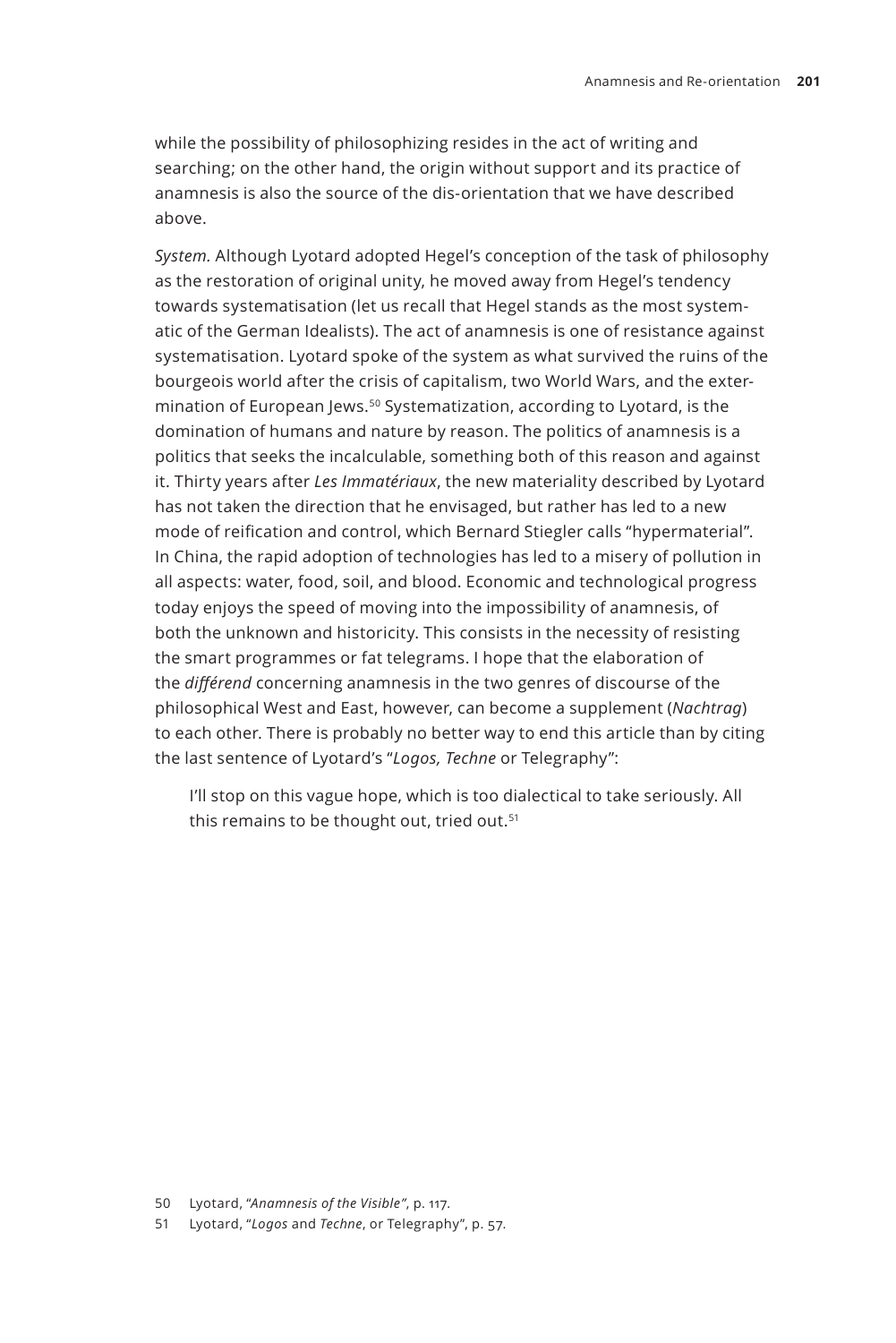while the possibility of philosophizing resides in the act of writing and searching; on the other hand, the origin without support and its practice of anamnesis is also the source of the dis-orientation that we have described above.

*System.* Although Lyotard adopted Hegel's conception of the task of philosophy as the restoration of original unity, he moved away from Hegel's tendency towards systematisation (let us recall that Hegel stands as the most systematic of the German Idealists). The act of anamnesis is one of resistance against systematisation. Lyotard spoke of the system as what survived the ruins of the bourgeois world after the crisis of capitalism, two World Wars, and the extermination of European Jews.[50] Systematization, according to Lyotard, is the domination of humans and nature by reason. The politics of anamnesis is a politics that seeks the incalculable, something both of this reason and against it. Thirty years after *Les Immatériaux*, the new materiality described by Lyotard has not taken the direction that he envisaged, but rather has led to a new mode of reification and control, which Bernard Stiegler calls "hypermaterial". In China, the rapid adoption of technologies has led to a misery of pollution in all aspects: water, food, soil, and blood. Economic and technological progress today enjoys the speed of moving into the impossibility of anamnesis, of both the unknown and historicity. This consists in the necessity of resisting the smart programmes or fat telegrams. I hope that the elaboration of the *différend* concerning anamnesis in the two genres of discourse of the philosophical West and East, however, can become a supplement (*Nachtrag*) to each other. There is probably no better way to end this article than by citing the last sentence of Lyotard's "*Logos, Techne* or Telegraphy":

> I'll stop on this vague hope, which is too dialectical to take seriously. All this remains to be thought out, tried out.[51]

50 Lyotard, "*Anamnesis of the Visible"*, p. 117.

51 Lyotard, "*Logos* and *Techne*, or Telegraphy", p. 57.